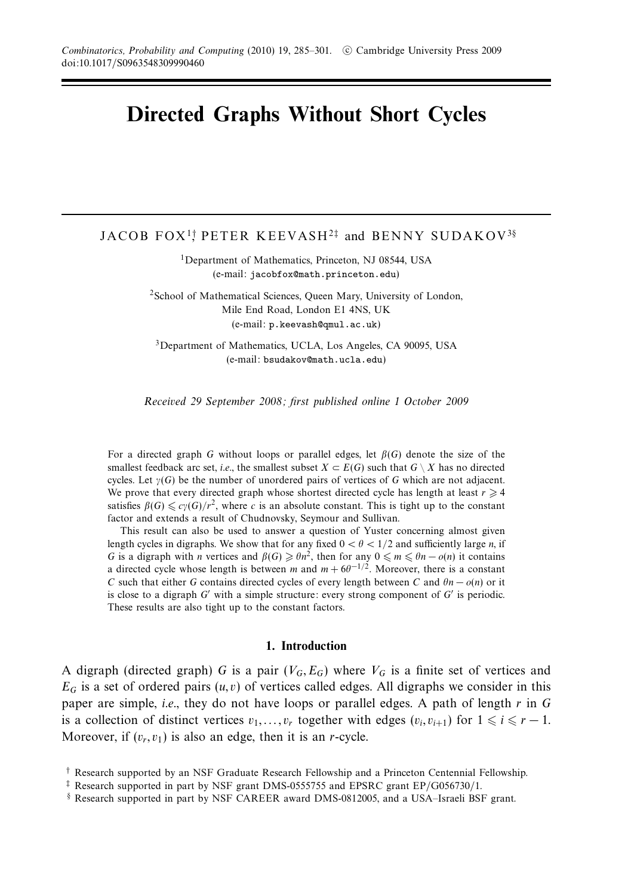# Directed Graphs Without Short Cycles

JACOB FOX[1]†, PETER KEEVASH[2]‡ and BENNY SUDAKOV[3]§

[1]Department of Mathematics, Princeton, NJ 08544, USA
(e-mail: jacobfox@math.princeton.edu)

[2]School of Mathematical Sciences, Queen Mary, University of London,
Mile End Road, London E1 4NS, UK
(e-mail: p.keevash@qmul.ac.uk)

[3]Department of Mathematics, UCLA, Los Angeles, CA 90095, USA
(e-mail: bsudakov@math.ucla.edu)

*Received 29 September 2008; first published online 1 October 2009*

For a directed graph $G$ without loops or parallel edges, let $\beta(G)$ denote the size of the smallest feedback arc set, *i.e.*, the smallest subset $X \subset E(G)$ such that $G \setminus X$ has no directed cycles. Let $\gamma(G)$ be the number of unordered pairs of vertices of $G$ which are not adjacent. We prove that every directed graph whose shortest directed cycle has length at least $r \geqslant 4$ satisfies $\beta(G) \leqslant c\gamma(G)/r^2$, where $c$ is an absolute constant. This is tight up to the constant factor and extends a result of Chudnovsky, Seymour and Sullivan.

This result can also be used to answer a question of Yuster concerning almost given length cycles in digraphs. We show that for any fixed $0 < \theta < 1/2$ and sufficiently large $n$, if $G$ is a digraph with $n$ vertices and $\beta(G) \geqslant \theta n^2$, then for any $0 \leqslant m \leqslant \theta n - o(n)$ it contains a directed cycle whose length is between $m$ and $m + 6\theta^{-1/2}$. Moreover, there is a constant $C$ such that either $G$ contains directed cycles of every length between $C$ and $\theta n - o(n)$ or it is close to a digraph $G'$ with a simple structure: every strong component of $G'$ is periodic. These results are also tight up to the constant factors.

## 1. Introduction

A digraph (directed graph) $G$ is a pair $(V_G, E_G)$ where $V_G$ is a finite set of vertices and $E_G$ is a set of ordered pairs $(u, v)$ of vertices called edges. All digraphs we consider in this paper are simple, *i.e.*, they do not have loops or parallel edges. A path of length $r$ in $G$ is a collection of distinct vertices $v_1, \ldots, v_r$ together with edges $(v_i, v_{i+1})$ for $1 \leqslant i \leqslant r - 1$. Moreover, if $(v_r, v_1)$ is also an edge, then it is an $r$-cycle.

† Research supported by an NSF Graduate Research Fellowship and a Princeton Centennial Fellowship.

‡ Research supported in part by NSF grant DMS-0555755 and EPSRC grant EP/G056730/1.

§ Research supported in part by NSF CAREER award DMS-0812005, and a USA–Israeli BSF grant.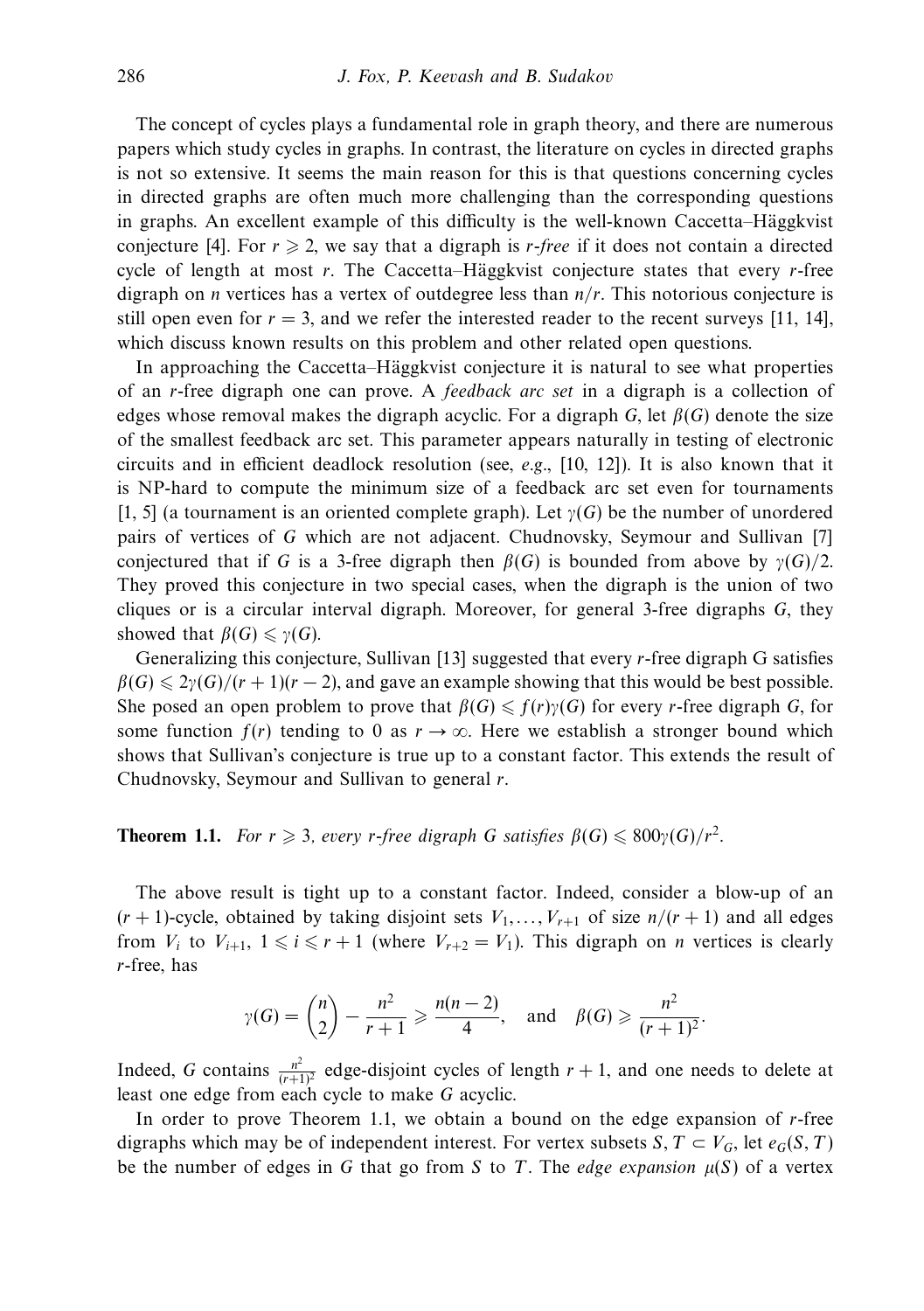The concept of cycles plays a fundamental role in graph theory, and there are numerous papers which study cycles in graphs. In contrast, the literature on cycles in directed graphs is not so extensive. It seems the main reason for this is that questions concerning cycles in directed graphs are often much more challenging than the corresponding questions in graphs. An excellent example of this difficulty is the well-known Caccetta–Häggkvist conjecture [4]. For $r \geqslant 2$, we say that a digraph is *r-free* if it does not contain a directed cycle of length at most $r$. The Caccetta–Häggkvist conjecture states that every $r$-free digraph on $n$ vertices has a vertex of outdegree less than $n/r$. This notorious conjecture is still open even for $r = 3$, and we refer the interested reader to the recent surveys [11, 14], which discuss known results on this problem and other related open questions.

In approaching the Caccetta–Häggkvist conjecture it is natural to see what properties of an $r$-free digraph one can prove. A *feedback arc set* in a digraph is a collection of edges whose removal makes the digraph acyclic. For a digraph $G$, let $\beta(G)$ denote the size of the smallest feedback arc set. This parameter appears naturally in testing of electronic circuits and in efficient deadlock resolution (see, *e.g.*, [10, 12]). It is also known that it is NP-hard to compute the minimum size of a feedback arc set even for tournaments [1, 5] (a tournament is an oriented complete graph). Let $\gamma(G)$ be the number of unordered pairs of vertices of $G$ which are not adjacent. Chudnovsky, Seymour and Sullivan [7] conjectured that if $G$ is a 3-free digraph then $\beta(G)$ is bounded from above by $\gamma(G)/2$. They proved this conjecture in two special cases, when the digraph is the union of two cliques or is a circular interval digraph. Moreover, for general 3-free digraphs $G$, they showed that $\beta(G) \leqslant \gamma(G)$.

Generalizing this conjecture, Sullivan [13] suggested that every $r$-free digraph G satisfies $\beta(G) \leqslant 2\gamma(G)/(r+1)(r-2)$, and gave an example showing that this would be best possible. She posed an open problem to prove that $\beta(G) \leqslant f(r)\gamma(G)$ for every $r$-free digraph $G$, for some function $f(r)$ tending to 0 as $r \to \infty$. Here we establish a stronger bound which shows that Sullivan's conjecture is true up to a constant factor. This extends the result of Chudnovsky, Seymour and Sullivan to general $r$.

**Theorem 1.1.** *For $r \geqslant 3$, every $r$-free digraph $G$ satisfies $\beta(G) \leqslant 800\gamma(G)/r^2$.*

The above result is tight up to a constant factor. Indeed, consider a blow-up of an $(r+1)$-cycle, obtained by taking disjoint sets $V_1, \ldots, V_{r+1}$ of size $n/(r+1)$ and all edges from $V_i$ to $V_{i+1}$, $1 \leqslant i \leqslant r+1$ (where $V_{r+2} = V_1$). This digraph on $n$ vertices is clearly $r$-free, has

$$\gamma(G) = \binom{n}{2} - \frac{n^2}{r+1} \geqslant \frac{n(n-2)}{4}, \quad \text{and} \quad \beta(G) \geqslant \frac{n^2}{(r+1)^2}.$$

Indeed, $G$ contains $\frac{n^2}{(r+1)^2}$ edge-disjoint cycles of length $r+1$, and one needs to delete at least one edge from each cycle to make $G$ acyclic.

In order to prove Theorem 1.1, we obtain a bound on the edge expansion of $r$-free digraphs which may be of independent interest. For vertex subsets $S, T \subset V_G$, let $e_G(S, T)$ be the number of edges in $G$ that go from $S$ to $T$. The *edge expansion* $\mu(S)$ of a vertex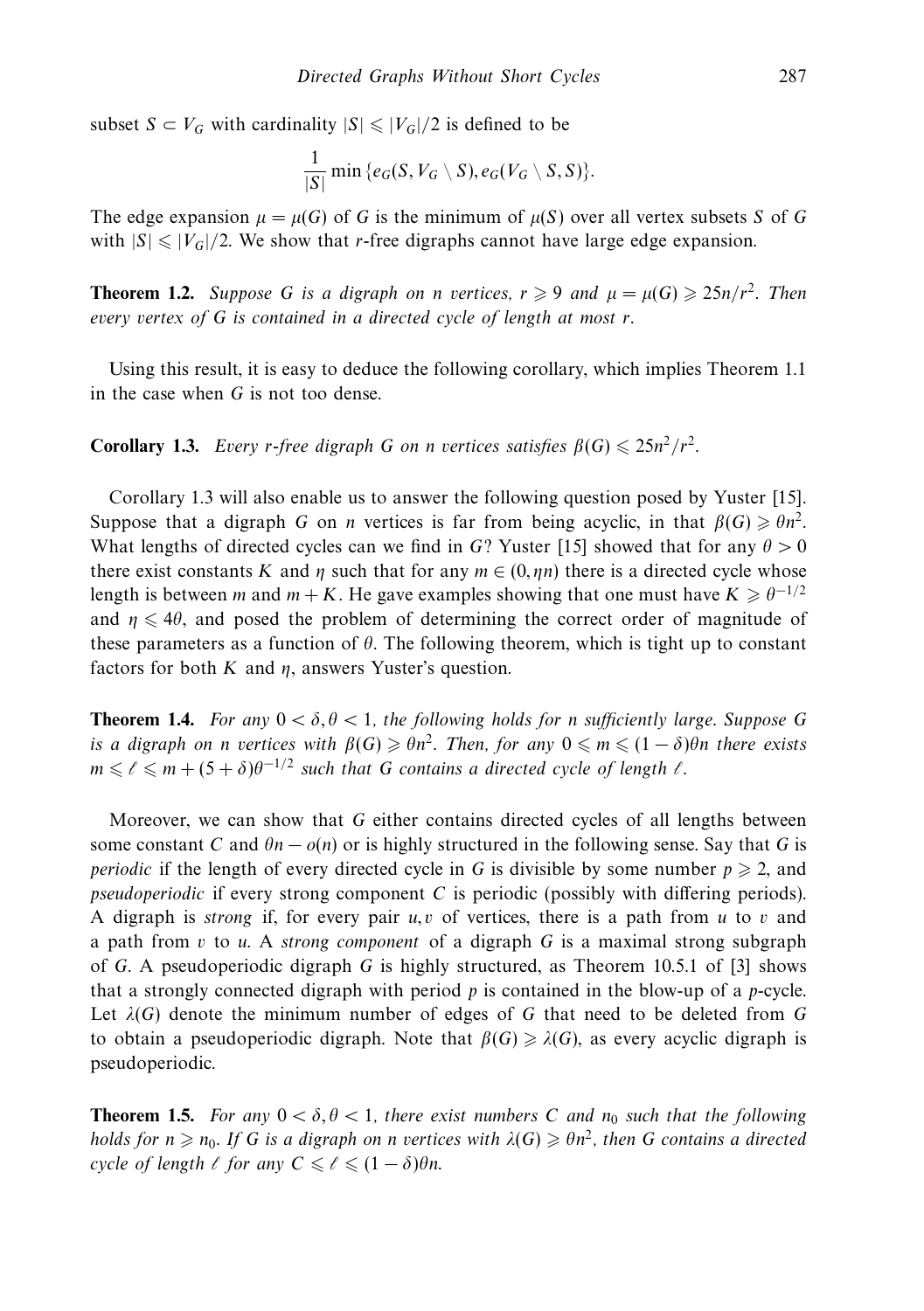subset $S \subset V_G$ with cardinality $|S| \leqslant |V_G|/2$ is defined to be

$$\frac{1}{|S|} \min \{e_G(S, V_G \setminus S), e_G(V_G \setminus S, S)\}.$$

The edge expansion $\mu = \mu(G)$ of $G$ is the minimum of $\mu(S)$ over all vertex subsets $S$ of $G$ with $|S| \leqslant |V_G|/2$. We show that $r$-free digraphs cannot have large edge expansion.

**Theorem 1.2.** *Suppose $G$ is a digraph on $n$ vertices, $r \geqslant 9$ and $\mu = \mu(G) \geqslant 25n/r^2$. Then every vertex of $G$ is contained in a directed cycle of length at most $r$.*

Using this result, it is easy to deduce the following corollary, which implies Theorem 1.1 in the case when $G$ is not too dense.

**Corollary 1.3.** *Every $r$-free digraph $G$ on $n$ vertices satisfies $\beta(G) \leqslant 25n^2/r^2$.*

Corollary 1.3 will also enable us to answer the following question posed by Yuster [15]. Suppose that a digraph $G$ on $n$ vertices is far from being acyclic, in that $\beta(G) \geqslant \theta n^2$. What lengths of directed cycles can we find in $G$? Yuster [15] showed that for any $\theta > 0$ there exist constants $K$ and $\eta$ such that for any $m \in (0, \eta n)$ there is a directed cycle whose length is between $m$ and $m + K$. He gave examples showing that one must have $K \geqslant \theta^{-1/2}$ and $\eta \leqslant 4\theta$, and posed the problem of determining the correct order of magnitude of these parameters as a function of $\theta$. The following theorem, which is tight up to constant factors for both $K$ and $\eta$, answers Yuster's question.

**Theorem 1.4.** *For any $0 < \delta, \theta < 1$, the following holds for $n$ sufficiently large. Suppose $G$ is a digraph on $n$ vertices with $\beta(G) \geqslant \theta n^2$. Then, for any $0 \leqslant m \leqslant (1 - \delta)\theta n$ there exists $m \leqslant \ell \leqslant m + (5 + \delta)\theta^{-1/2}$ such that $G$ contains a directed cycle of length $\ell$.*

Moreover, we can show that $G$ either contains directed cycles of all lengths between some constant $C$ and $\theta n - o(n)$ or is highly structured in the following sense. Say that $G$ is *periodic* if the length of every directed cycle in $G$ is divisible by some number $p \geqslant 2$, and *pseudoperiodic* if every strong component $C$ is periodic (possibly with differing periods). A digraph is *strong* if, for every pair $u, v$ of vertices, there is a path from $u$ to $v$ and a path from $v$ to $u$. A *strong component* of a digraph $G$ is a maximal strong subgraph of $G$. A pseudoperiodic digraph $G$ is highly structured, as Theorem 10.5.1 of [3] shows that a strongly connected digraph with period $p$ is contained in the blow-up of a $p$-cycle. Let $\lambda(G)$ denote the minimum number of edges of $G$ that need to be deleted from $G$ to obtain a pseudoperiodic digraph. Note that $\beta(G) \geqslant \lambda(G)$, as every acyclic digraph is pseudoperiodic.

**Theorem 1.5.** *For any $0 < \delta, \theta < 1$, there exist numbers $C$ and $n_0$ such that the following holds for $n \geqslant n_0$. If $G$ is a digraph on $n$ vertices with $\lambda(G) \geqslant \theta n^2$, then $G$ contains a directed cycle of length $\ell$ for any $C \leqslant \ell \leqslant (1 - \delta)\theta n$.*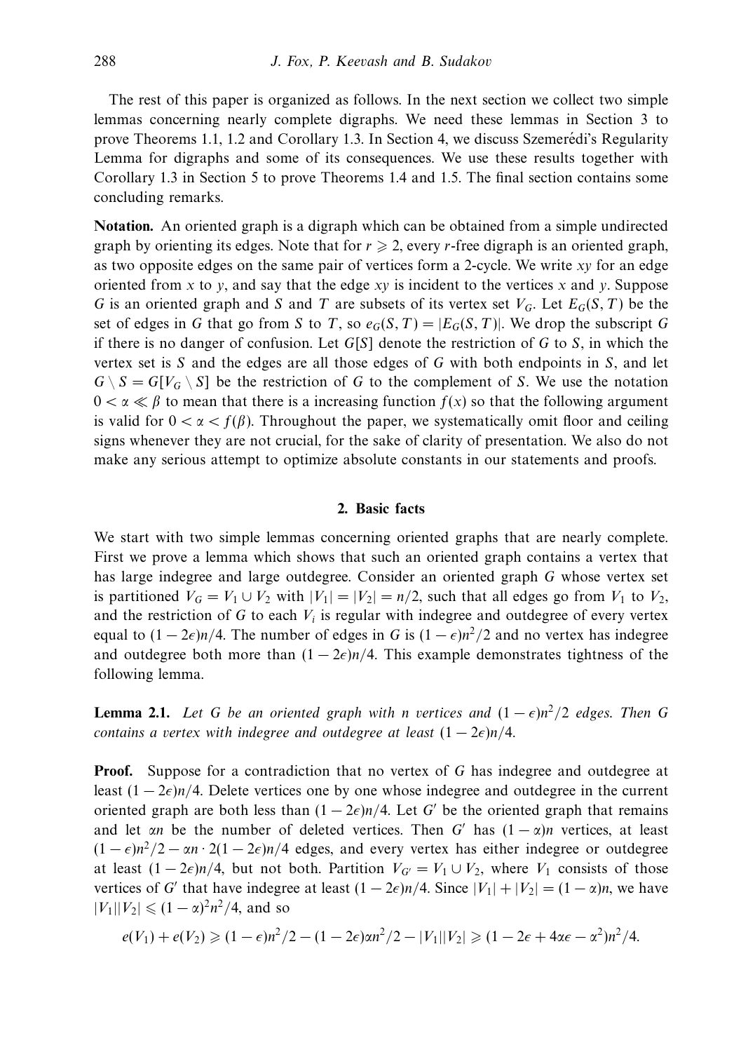The rest of this paper is organized as follows. In the next section we collect two simple lemmas concerning nearly complete digraphs. We need these lemmas in Section 3 to prove Theorems 1.1, 1.2 and Corollary 1.3. In Section 4, we discuss Szemerédi's Regularity Lemma for digraphs and some of its consequences. We use these results together with Corollary 1.3 in Section 5 to prove Theorems 1.4 and 1.5. The final section contains some concluding remarks.

**Notation.** An oriented graph is a digraph which can be obtained from a simple undirected graph by orienting its edges. Note that for $r \geqslant 2$, every $r$-free digraph is an oriented graph, as two opposite edges on the same pair of vertices form a 2-cycle. We write $xy$ for an edge oriented from $x$ to $y$, and say that the edge $xy$ is incident to the vertices $x$ and $y$. Suppose $G$ is an oriented graph and $S$ and $T$ are subsets of its vertex set $V_G$. Let $E_G(S,T)$ be the set of edges in $G$ that go from $S$ to $T$, so $e_G(S,T) = |E_G(S,T)|$. We drop the subscript $G$ if there is no danger of confusion. Let $G[S]$ denote the restriction of $G$ to $S$, in which the vertex set is $S$ and the edges are all those edges of $G$ with both endpoints in $S$, and let $G \setminus S = G[V_G \setminus S]$ be the restriction of $G$ to the complement of $S$. We use the notation $0 < \alpha \ll \beta$ to mean that there is a increasing function $f(x)$ so that the following argument is valid for $0 < \alpha < f(\beta)$. Throughout the paper, we systematically omit floor and ceiling signs whenever they are not crucial, for the sake of clarity of presentation. We also do not make any serious attempt to optimize absolute constants in our statements and proofs.

## 2. Basic facts

We start with two simple lemmas concerning oriented graphs that are nearly complete. First we prove a lemma which shows that such an oriented graph contains a vertex that has large indegree and large outdegree. Consider an oriented graph $G$ whose vertex set is partitioned $V_G = V_1 \cup V_2$ with $|V_1| = |V_2| = n/2$, such that all edges go from $V_1$ to $V_2$, and the restriction of $G$ to each $V_i$ is regular with indegree and outdegree of every vertex equal to $(1-2\epsilon)n/4$. The number of edges in $G$ is $(1-\epsilon)n^2/2$ and no vertex has indegree and outdegree both more than $(1-2\epsilon)n/4$. This example demonstrates tightness of the following lemma.

**Lemma 2.1.** *Let $G$ be an oriented graph with $n$ vertices and $(1-\epsilon)n^2/2$ edges. Then $G$ contains a vertex with indegree and outdegree at least $(1-2\epsilon)n/4$.*

**Proof.** Suppose for a contradiction that no vertex of $G$ has indegree and outdegree at least $(1-2\epsilon)n/4$. Delete vertices one by one whose indegree and outdegree in the current oriented graph are both less than $(1-2\epsilon)n/4$. Let $G'$ be the oriented graph that remains and let $\alpha n$ be the number of deleted vertices. Then $G'$ has $(1-\alpha)n$ vertices, at least $(1-\epsilon)n^2/2 - \alpha n \cdot 2(1-2\epsilon)n/4$ edges, and every vertex has either indegree or outdegree at least $(1-2\epsilon)n/4$, but not both. Partition $V_{G'} = V_1 \cup V_2$, where $V_1$ consists of those vertices of $G'$ that have indegree at least $(1-2\epsilon)n/4$. Since $|V_1| + |V_2| = (1-\alpha)n$, we have $|V_1||V_2| \leqslant (1-\alpha)^2 n^2/4$, and so

$$e(V_1) + e(V_2) \geqslant (1-\epsilon)n^2/2 - (1-2\epsilon)\alpha n^2/2 - |V_1||V_2| \geqslant (1-2\epsilon+4\alpha\epsilon-\alpha^2)n^2/4.$$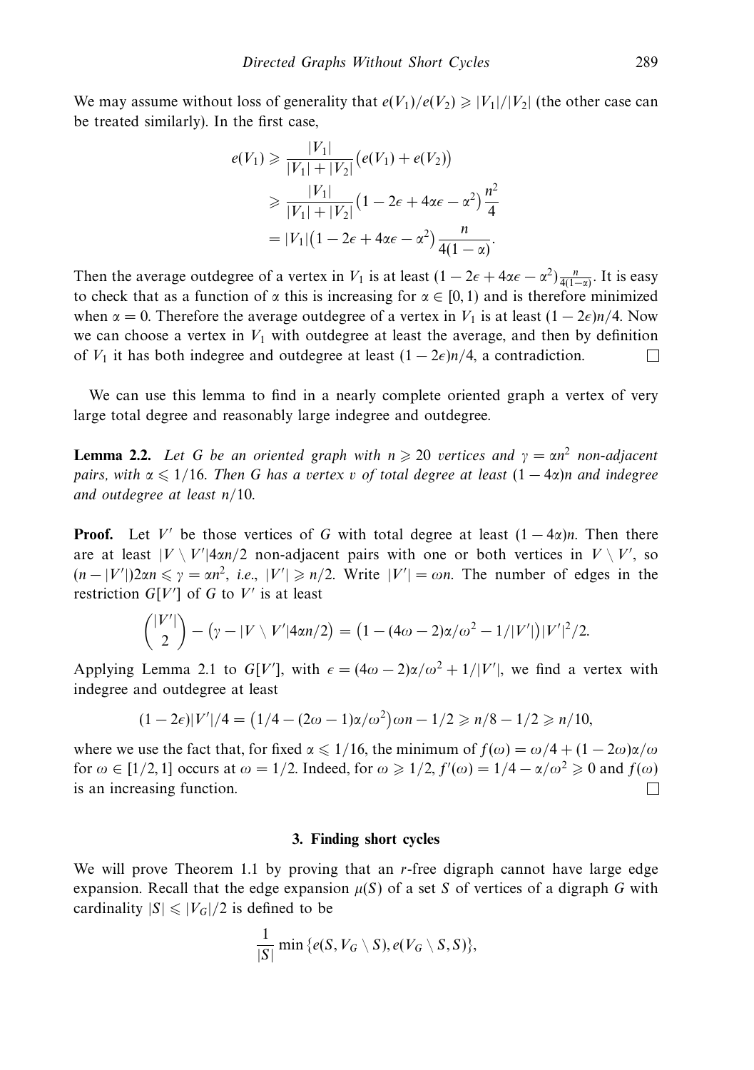We may assume without loss of generality that $e(V_1)/e(V_2) \geqslant |V_1|/|V_2|$ (the other case can be treated similarly). In the first case,

$$\begin{aligned} e(V_1) &\geqslant \frac{|V_1|}{|V_1|+|V_2|}\big(e(V_1)+e(V_2)\big) \\ &\geqslant \frac{|V_1|}{|V_1|+|V_2|}\big(1-2\epsilon+4\alpha\epsilon-\alpha^2\big)\frac{n^2}{4} \\ &= |V_1|\big(1-2\epsilon+4\alpha\epsilon-\alpha^2\big)\frac{n}{4(1-\alpha)}. \end{aligned}$$

Then the average outdegree of a vertex in $V_1$ is at least $(1-2\epsilon+4\alpha\epsilon-\alpha^2)\frac{n}{4(1-\alpha)}$. It is easy to check that as a function of $\alpha$ this is increasing for $\alpha \in [0,1)$ and is therefore minimized when $\alpha = 0$. Therefore the average outdegree of a vertex in $V_1$ is at least $(1-2\epsilon)n/4$. Now we can choose a vertex in $V_1$ with outdegree at least the average, and then by definition of $V_1$ it has both indegree and outdegree at least $(1-2\epsilon)n/4$, a contradiction. $\square$

We can use this lemma to find in a nearly complete oriented graph a vertex of very large total degree and reasonably large indegree and outdegree.

**Lemma 2.2.** *Let $G$ be an oriented graph with $n \geqslant 20$ vertices and $\gamma = \alpha n^2$ non-adjacent pairs, with $\alpha \leqslant 1/16$. Then $G$ has a vertex $v$ of total degree at least $(1-4\alpha)n$ and indegree and outdegree at least $n/10$.*

**Proof.** Let $V'$ be those vertices of $G$ with total degree at least $(1-4\alpha)n$. Then there are at least $|V \setminus V'|4\alpha n/2$ non-adjacent pairs with one or both vertices in $V \setminus V'$, so $(n-|V'|)2\alpha n \leqslant \gamma = \alpha n^2$, *i.e.*, $|V'| \geqslant n/2$. Write $|V'| = \omega n$. The number of edges in the restriction $G[V']$ of $G$ to $V'$ is at least

$$\binom{|V'|}{2} - \big(\gamma - |V \setminus V'|4\alpha n/2\big) = \big(1-(4\omega-2)\alpha/\omega^2 - 1/|V'|\big)|V'|^2/2.$$

Applying Lemma 2.1 to $G[V']$, with $\epsilon = (4\omega-2)\alpha/\omega^2 + 1/|V'|$, we find a vertex with indegree and outdegree at least

$$(1-2\epsilon)|V'|/4 = \big(1/4 - (2\omega-1)\alpha/\omega^2\big)\omega n - 1/2 \geqslant n/8 - 1/2 \geqslant n/10,$$

where we use the fact that, for fixed $\alpha \leqslant 1/16$, the minimum of $f(\omega) = \omega/4 + (1-2\omega)\alpha/\omega$ for $\omega \in [1/2, 1]$ occurs at $\omega = 1/2$. Indeed, for $\omega \geqslant 1/2$, $f'(\omega) = 1/4 - \alpha/\omega^2 \geqslant 0$ and $f(\omega)$ is an increasing function. $\square$

## 3. Finding short cycles

We will prove Theorem 1.1 by proving that an $r$-free digraph cannot have large edge expansion. Recall that the edge expansion $\mu(S)$ of a set $S$ of vertices of a digraph $G$ with cardinality $|S| \leqslant |V_G|/2$ is defined to be

$$\frac{1}{|S|}\min\{e(S, V_G \setminus S), e(V_G \setminus S, S)\},$$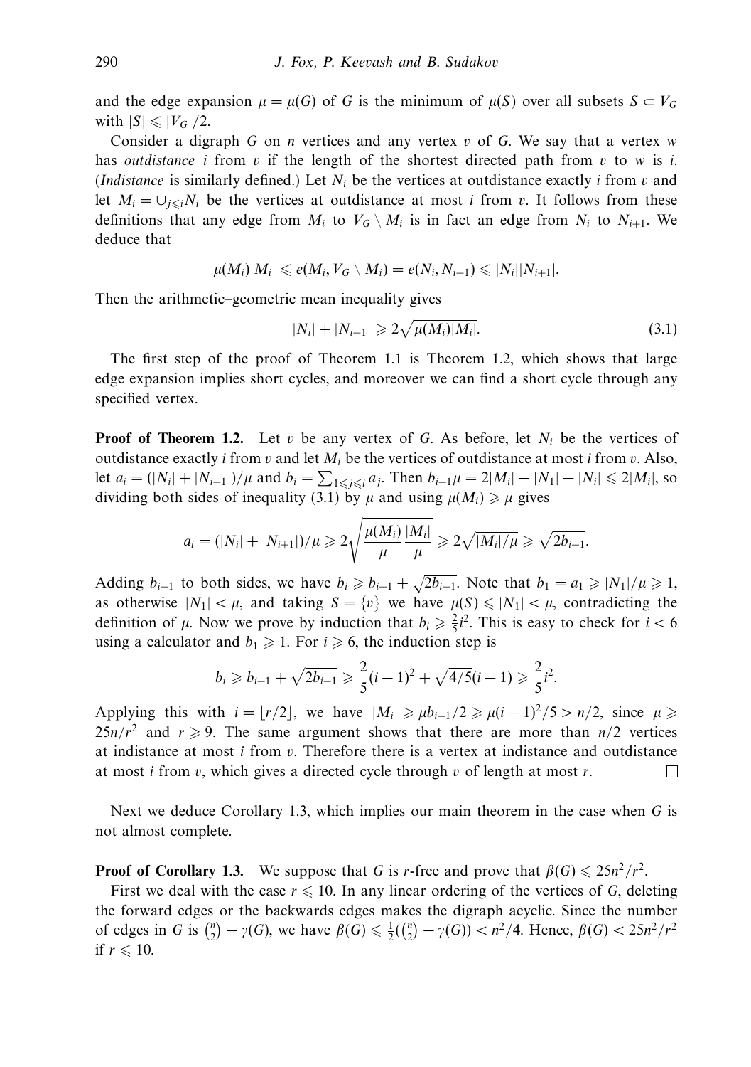and the edge expansion $\mu = \mu(G)$ of $G$ is the minimum of $\mu(S)$ over all subsets $S \subset V_G$ with $|S| \leqslant |V_G|/2$.

Consider a digraph $G$ on $n$ vertices and any vertex $v$ of $G$. We say that a vertex $w$ has *outdistance* $i$ from $v$ if the length of the shortest directed path from $v$ to $w$ is $i$. (*Indistance* is similarly defined.) Let $N_i$ be the vertices at outdistance exactly $i$ from $v$ and let $M_i = \cup_{j \leqslant i} N_i$ be the vertices at outdistance at most $i$ from $v$. It follows from these definitions that any edge from $M_i$ to $V_G \setminus M_i$ is in fact an edge from $N_i$ to $N_{i+1}$. We deduce that

$$\mu(M_i)|M_i| \leqslant e(M_i, V_G \setminus M_i) = e(N_i, N_{i+1}) \leqslant |N_i||N_{i+1}|.$$

Then the arithmetic–geometric mean inequality gives

$$|N_i| + |N_{i+1}| \geqslant 2\sqrt{\mu(M_i)|M_i|}. \tag{3.1}$$

The first step of the proof of Theorem 1.1 is Theorem 1.2, which shows that large edge expansion implies short cycles, and moreover we can find a short cycle through any specified vertex.

**Proof of Theorem 1.2.** Let $v$ be any vertex of $G$. As before, let $N_i$ be the vertices of outdistance exactly $i$ from $v$ and let $M_i$ be the vertices of outdistance at most $i$ from $v$. Also, let $a_i = (|N_i| + |N_{i+1}|)/\mu$ and $b_i = \sum_{1 \leqslant j \leqslant i} a_j$. Then $b_{i-1}\mu = 2|M_i| - |N_1| - |N_i| \leqslant 2|M_i|$, so dividing both sides of inequality (3.1) by $\mu$ and using $\mu(M_i) \geqslant \mu$ gives

$$a_i = (|N_i| + |N_{i+1}|)/\mu \geqslant 2\sqrt{\frac{\mu(M_i)}{\mu}\frac{|M_i|}{\mu}} \geqslant 2\sqrt{|M_i|/\mu} \geqslant \sqrt{2b_{i-1}}.$$

Adding $b_{i-1}$ to both sides, we have $b_i \geqslant b_{i-1} + \sqrt{2b_{i-1}}$. Note that $b_1 = a_1 \geqslant |N_1|/\mu \geqslant 1$, as otherwise $|N_1| < \mu$, and taking $S = \{v\}$ we have $\mu(S) \leqslant |N_1| < \mu$, contradicting the definition of $\mu$. Now we prove by induction that $b_i \geqslant \frac{2}{5}i^2$. This is easy to check for $i < 6$ using a calculator and $b_1 \geqslant 1$. For $i \geqslant 6$, the induction step is

$$b_i \geqslant b_{i-1} + \sqrt{2b_{i-1}} \geqslant \frac{2}{5}(i-1)^2 + \sqrt{4/5}(i-1) \geqslant \frac{2}{5}i^2.$$

Applying this with $i = \lfloor r/2 \rfloor$, we have $|M_i| \geqslant \mu b_{i-1}/2 \geqslant \mu(i-1)^2/5 > n/2$, since $\mu \geqslant 25n/r^2$ and $r \geqslant 9$. The same argument shows that there are more than $n/2$ vertices at indistance at most $i$ from $v$. Therefore there is a vertex at indistance and outdistance at most $i$ from $v$, which gives a directed cycle through $v$ of length at most $r$. □

Next we deduce Corollary 1.3, which implies our main theorem in the case when $G$ is not almost complete.

**Proof of Corollary 1.3.** We suppose that $G$ is $r$-free and prove that $\beta(G) \leqslant 25n^2/r^2$.

First we deal with the case $r \leqslant 10$. In any linear ordering of the vertices of $G$, deleting the forward edges or the backwards edges makes the digraph acyclic. Since the number of edges in $G$ is $\binom{n}{2} - \gamma(G)$, we have $\beta(G) \leqslant \frac{1}{2}(\binom{n}{2} - \gamma(G)) < n^2/4$. Hence, $\beta(G) < 25n^2/r^2$ if $r \leqslant 10$.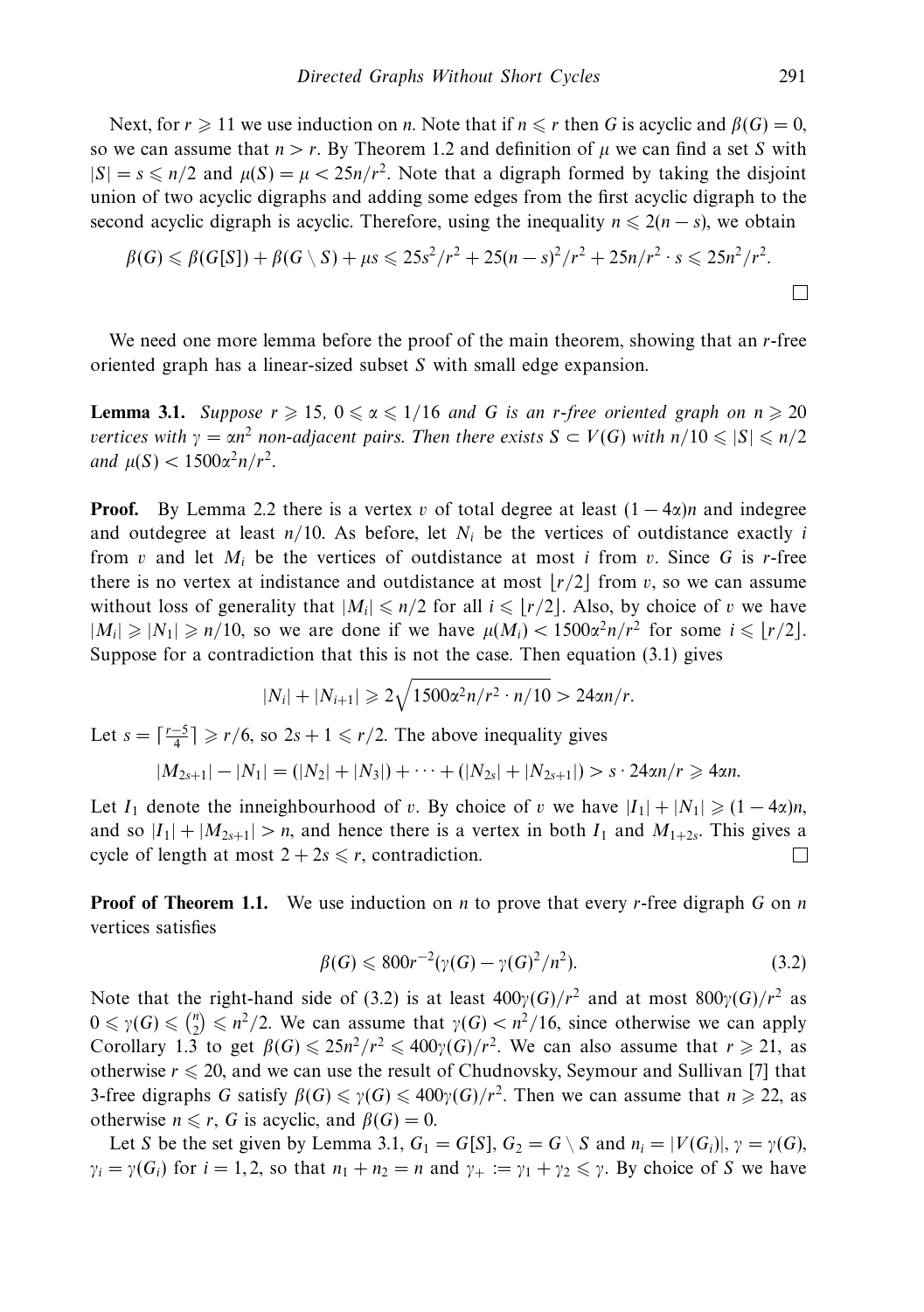Next, for $r \geqslant 11$ we use induction on $n$. Note that if $n \leqslant r$ then $G$ is acyclic and $\beta(G) = 0$, so we can assume that $n > r$. By Theorem 1.2 and definition of $\mu$ we can find a set $S$ with $|S| = s \leqslant n/2$ and $\mu(S) = \mu < 25n/r^2$. Note that a digraph formed by taking the disjoint union of two acyclic digraphs and adding some edges from the first acyclic digraph to the second acyclic digraph is acyclic. Therefore, using the inequality $n \leqslant 2(n-s)$, we obtain

$$\beta(G) \leqslant \beta(G[S]) + \beta(G \setminus S) + \mu s \leqslant 25s^2/r^2 + 25(n-s)^2/r^2 + 25n/r^2 \cdot s \leqslant 25n^2/r^2.$$

□

We need one more lemma before the proof of the main theorem, showing that an $r$-free oriented graph has a linear-sized subset $S$ with small edge expansion.

**Lemma 3.1.** *Suppose $r \geqslant 15$, $0 \leqslant \alpha \leqslant 1/16$ and $G$ is an $r$-free oriented graph on $n \geqslant 20$ vertices with $\gamma = \alpha n^2$ non-adjacent pairs. Then there exists $S \subset V(G)$ with $n/10 \leqslant |S| \leqslant n/2$ and $\mu(S) < 1500\alpha^2 n/r^2$.*

**Proof.** By Lemma 2.2 there is a vertex $v$ of total degree at least $(1-4\alpha)n$ and indegree and outdegree at least $n/10$. As before, let $N_i$ be the vertices of outdistance exactly $i$ from $v$ and let $M_i$ be the vertices of outdistance at most $i$ from $v$. Since $G$ is $r$-free there is no vertex at indistance and outdistance at most $\lfloor r/2 \rfloor$ from $v$, so we can assume without loss of generality that $|M_i| \leqslant n/2$ for all $i \leqslant \lfloor r/2 \rfloor$. Also, by choice of $v$ we have $|M_i| \geqslant |N_1| \geqslant n/10$, so we are done if we have $\mu(M_i) < 1500\alpha^2 n/r^2$ for some $i \leqslant \lfloor r/2 \rfloor$. Suppose for a contradiction that this is not the case. Then equation (3.1) gives

$$|N_i| + |N_{i+1}| \geqslant 2\sqrt{1500\alpha^2 n/r^2 \cdot n/10} > 24\alpha n/r.$$

Let $s = \lceil \frac{r-5}{4} \rceil \geqslant r/6$, so $2s+1 \leqslant r/2$. The above inequality gives

$$|M_{2s+1}| - |N_1| = (|N_2| + |N_3|) + \cdots + (|N_{2s}| + |N_{2s+1}|) > s \cdot 24\alpha n/r \geqslant 4\alpha n.$$

Let $I_1$ denote the inneighbourhood of $v$. By choice of $v$ we have $|I_1| + |N_1| \geqslant (1-4\alpha)n$, and so $|I_1| + |M_{2s+1}| > n$, and hence there is a vertex in both $I_1$ and $M_{1+2s}$. This gives a cycle of length at most $2 + 2s \leqslant r$, contradiction. □

**Proof of Theorem 1.1.** We use induction on $n$ to prove that every $r$-free digraph $G$ on $n$ vertices satisfies

$$\beta(G) \leqslant 800r^{-2}(\gamma(G) - \gamma(G)^2/n^2). \tag{3.2}$$

Note that the right-hand side of (3.2) is at least $400\gamma(G)/r^2$ and at most $800\gamma(G)/r^2$ as $0 \leqslant \gamma(G) \leqslant \binom{n}{2} \leqslant n^2/2$. We can assume that $\gamma(G) < n^2/16$, since otherwise we can apply Corollary 1.3 to get $\beta(G) \leqslant 25n^2/r^2 \leqslant 400\gamma(G)/r^2$. We can also assume that $r \geqslant 21$, as otherwise $r \leqslant 20$, and we can use the result of Chudnovsky, Seymour and Sullivan [7] that 3-free digraphs $G$ satisfy $\beta(G) \leqslant \gamma(G) \leqslant 400\gamma(G)/r^2$. Then we can assume that $n \geqslant 22$, as otherwise $n \leqslant r$, $G$ is acyclic, and $\beta(G) = 0$.

Let $S$ be the set given by Lemma 3.1, $G_1 = G[S]$, $G_2 = G \setminus S$ and $n_i = |V(G_i)|$, $\gamma = \gamma(G)$, $\gamma_i = \gamma(G_i)$ for $i = 1, 2$, so that $n_1 + n_2 = n$ and $\gamma_+ := \gamma_1 + \gamma_2 \leqslant \gamma$. By choice of $S$ we have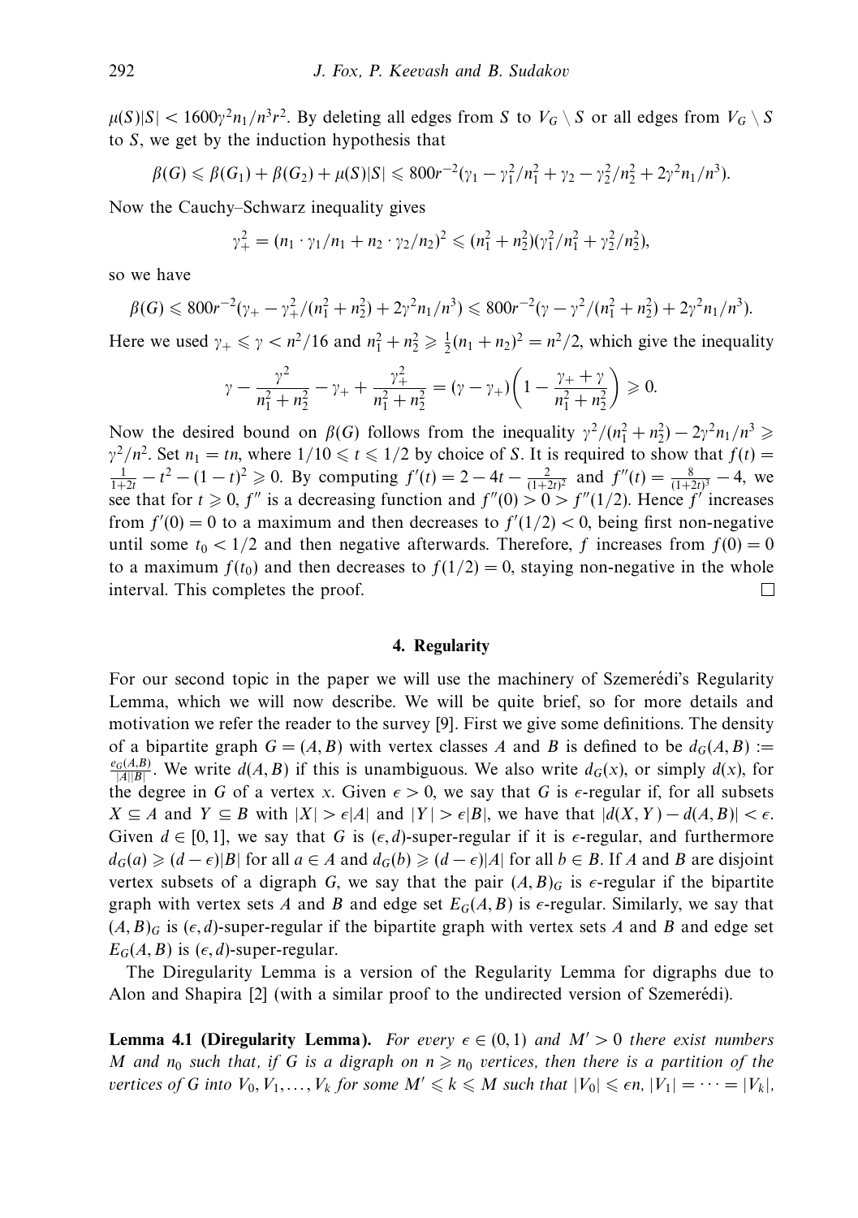$\mu(S)|S| < 1600\gamma^2 n_1/n^3 r^2$. By deleting all edges from $S$ to $V_G \setminus S$ or all edges from $V_G \setminus S$ to $S$, we get by the induction hypothesis that

$$\beta(G) \leqslant \beta(G_1) + \beta(G_2) + \mu(S)|S| \leqslant 800r^{-2}(\gamma_1 - \gamma_1^2/n_1^2 + \gamma_2 - \gamma_2^2/n_2^2 + 2\gamma^2 n_1/n^3).$$

Now the Cauchy–Schwarz inequality gives

$$\gamma_+^2 = (n_1 \cdot \gamma_1/n_1 + n_2 \cdot \gamma_2/n_2)^2 \leqslant (n_1^2 + n_2^2)(\gamma_1^2/n_1^2 + \gamma_2^2/n_2^2),$$

so we have

$$\beta(G) \leqslant 800r^{-2}(\gamma_+ - \gamma_+^2/(n_1^2+n_2^2) + 2\gamma^2 n_1/n^3) \leqslant 800r^{-2}(\gamma - \gamma^2/(n_1^2+n_2^2) + 2\gamma^2 n_1/n^3).$$

Here we used $\gamma_+ \leqslant \gamma < n^2/16$ and $n_1^2 + n_2^2 \geqslant \frac{1}{2}(n_1+n_2)^2 = n^2/2$, which give the inequality

$$\gamma - \frac{\gamma^2}{n_1^2+n_2^2} - \gamma_+ + \frac{\gamma_+^2}{n_1^2+n_2^2} = (\gamma - \gamma_+)\left(1 - \frac{\gamma_+ + \gamma}{n_1^2+n_2^2}\right) \geqslant 0.$$

Now the desired bound on $\beta(G)$ follows from the inequality $\gamma^2/(n_1^2+n_2^2) - 2\gamma^2 n_1/n^3 \geqslant \gamma^2/n^2$. Set $n_1 = tn$, where $1/10 \leqslant t \leqslant 1/2$ by choice of $S$. It is required to show that $f(t) = \frac{1}{1+2t} - t^2 - (1-t)^2 \geqslant 0$. By computing $f'(t) = 2 - 4t - \frac{2}{(1+2t)^2}$ and $f''(t) = \frac{8}{(1+2t)^3} - 4$, we see that for $t \geqslant 0$, $f''$ is a decreasing function and $f''(0) > 0 > f''(1/2)$. Hence $f'$ increases from $f'(0) = 0$ to a maximum and then decreases to $f'(1/2) < 0$, being first non-negative until some $t_0 < 1/2$ and then negative afterwards. Therefore, $f$ increases from $f(0) = 0$ to a maximum $f(t_0)$ and then decreases to $f(1/2) = 0$, staying non-negative in the whole interval. This completes the proof. $\square$

## 4. Regularity

For our second topic in the paper we will use the machinery of Szemerédi's Regularity Lemma, which we will now describe. We will be quite brief, so for more details and motivation we refer the reader to the survey [9]. First we give some definitions. The density of a bipartite graph $G = (A, B)$ with vertex classes $A$ and $B$ is defined to be $d_G(A, B) := \frac{e_G(A,B)}{|A||B|}$. We write $d(A, B)$ if this is unambiguous. We also write $d_G(x)$, or simply $d(x)$, for the degree in $G$ of a vertex $x$. Given $\epsilon > 0$, we say that $G$ is $\epsilon$-regular if, for all subsets $X \subseteq A$ and $Y \subseteq B$ with $|X| > \epsilon|A|$ and $|Y| > \epsilon|B|$, we have that $|d(X, Y) - d(A, B)| < \epsilon$. Given $d \in [0, 1]$, we say that $G$ is $(\epsilon, d)$-super-regular if it is $\epsilon$-regular, and furthermore $d_G(a) \geqslant (d - \epsilon)|B|$ for all $a \in A$ and $d_G(b) \geqslant (d - \epsilon)|A|$ for all $b \in B$. If $A$ and $B$ are disjoint vertex subsets of a digraph $G$, we say that the pair $(A, B)_G$ is $\epsilon$-regular if the bipartite graph with vertex sets $A$ and $B$ and edge set $E_G(A, B)$ is $\epsilon$-regular. Similarly, we say that $(A, B)_G$ is $(\epsilon, d)$-super-regular if the bipartite graph with vertex sets $A$ and $B$ and edge set $E_G(A, B)$ is $(\epsilon, d)$-super-regular.

The Diregularity Lemma is a version of the Regularity Lemma for digraphs due to Alon and Shapira [2] (with a similar proof to the undirected version of Szemerédi).

**Lemma 4.1 (Diregularity Lemma).** *For every $\epsilon \in (0, 1)$ and $M' > 0$ there exist numbers $M$ and $n_0$ such that, if $G$ is a digraph on $n \geqslant n_0$ vertices, then there is a partition of the vertices of $G$ into $V_0, V_1, \ldots, V_k$ for some $M' \leqslant k \leqslant M$ such that $|V_0| \leqslant \epsilon n$, $|V_1| = \cdots = |V_k|$,*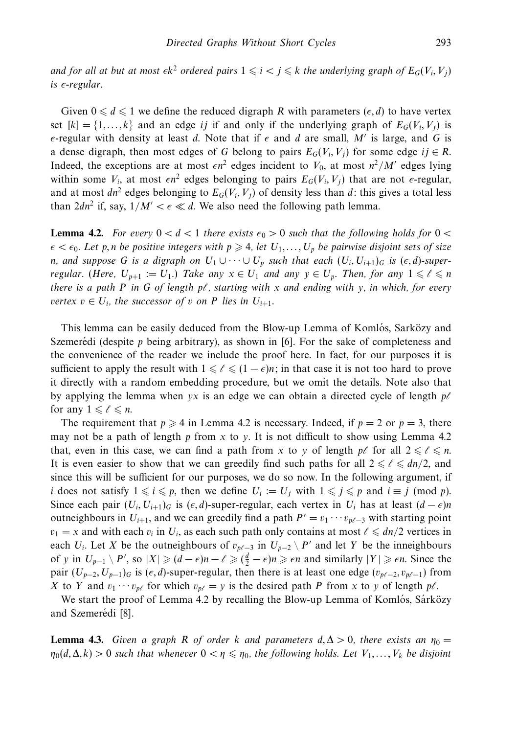*and for all at but at most $\epsilon k^2$ ordered pairs $1 \leqslant i < j \leqslant k$ the underlying graph of $E_G(V_i, V_j)$ is $\epsilon$-regular.*

Given $0 \leqslant d \leqslant 1$ we define the reduced digraph $R$ with parameters $(\epsilon, d)$ to have vertex set $[k] = \{1, \dots, k\}$ and an edge $ij$ if and only if the underlying graph of $E_G(V_i, V_j)$ is $\epsilon$-regular with density at least $d$. Note that if $\epsilon$ and $d$ are small, $M'$ is large, and $G$ is a dense digraph, then most edges of $G$ belong to pairs $E_G(V_i, V_j)$ for some edge $ij \in R$. Indeed, the exceptions are at most $\epsilon n^2$ edges incident to $V_0$, at most $n^2/M'$ edges lying within some $V_i$, at most $\epsilon n^2$ edges belonging to pairs $E_G(V_i, V_j)$ that are not $\epsilon$-regular, and at most $dn^2$ edges belonging to $E_G(V_i, V_j)$ of density less than $d$: this gives a total less than $2dn^2$ if, say, $1/M' < \epsilon \ll d$. We also need the following path lemma.

**Lemma 4.2.** *For every $0 < d < 1$ there exists $\epsilon_0 > 0$ such that the following holds for $0 < \epsilon < \epsilon_0$. Let $p, n$ be positive integers with $p \geqslant 4$, let $U_1, \dots, U_p$ be pairwise disjoint sets of size $n$, and suppose $G$ is a digraph on $U_1 \cup \cdots \cup U_p$ such that each $(U_i, U_{i+1})_G$ is $(\epsilon, d)$-super-regular. (Here, $U_{p+1} := U_1$.) Take any $x \in U_1$ and any $y \in U_p$. Then, for any $1 \leqslant \ell \leqslant n$ there is a path $P$ in $G$ of length $p\ell$, starting with $x$ and ending with $y$, in which, for every vertex $v \in U_i$, the successor of $v$ on $P$ lies in $U_{i+1}$.*

This lemma can be easily deduced from the Blow-up Lemma of Komlós, Sarközy and Szemerédi (despite $p$ being arbitrary), as shown in [6]. For the sake of completeness and the convenience of the reader we include the proof here. In fact, for our purposes it is sufficient to apply the result with $1 \leqslant \ell \leqslant (1-\epsilon)n$; in that case it is not too hard to prove it directly with a random embedding procedure, but we omit the details. Note also that by applying the lemma when $yx$ is an edge we can obtain a directed cycle of length $p\ell$ for any $1 \leqslant \ell \leqslant n$.

The requirement that $p \geqslant 4$ in Lemma 4.2 is necessary. Indeed, if $p = 2$ or $p = 3$, there may not be a path of length $p$ from $x$ to $y$. It is not difficult to show using Lemma 4.2 that, even in this case, we can find a path from $x$ to $y$ of length $p\ell$ for all $2 \leqslant \ell \leqslant n$. It is even easier to show that we can greedily find such paths for all $2 \leqslant \ell \leqslant dn/2$, and since this will be sufficient for our purposes, we do so now. In the following argument, if $i$ does not satisfy $1 \leqslant i \leqslant p$, then we define $U_i := U_j$ with $1 \leqslant j \leqslant p$ and $i \equiv j \pmod p$. Since each pair $(U_i, U_{i+1})_G$ is $(\epsilon, d)$-super-regular, each vertex in $U_i$ has at least $(d-\epsilon)n$ outneighbours in $U_{i+1}$, and we can greedily find a path $P' = v_1 \cdots v_{p\ell-3}$ with starting point $v_1 = x$ and with each $v_i$ in $U_i$, as each such path only contains at most $\ell \leqslant dn/2$ vertices in each $U_i$. Let $X$ be the outneighbours of $v_{p\ell-3}$ in $U_{p-2} \setminus P'$ and let $Y$ be the inneighbours of $y$ in $U_{p-1} \setminus P'$, so $|X| \geqslant (d-\epsilon)n - \ell \geqslant (\frac{d}{2} - \epsilon)n \geqslant \epsilon n$ and similarly $|Y| \geqslant \epsilon n$. Since the pair $(U_{p-2}, U_{p-1})_G$ is $(\epsilon, d)$-super-regular, then there is at least one edge $(v_{p\ell-2}, v_{p\ell-1})$ from $X$ to $Y$ and $v_1 \cdots v_{p\ell}$ for which $v_{p\ell} = y$ is the desired path $P$ from $x$ to $y$ of length $p\ell$.

We start the proof of Lemma 4.2 by recalling the Blow-up Lemma of Komlós, Sárközy and Szemerédi [8].

**Lemma 4.3.** *Given a graph $R$ of order $k$ and parameters $d, \Delta > 0$, there exists an $\eta_0 = \eta_0(d, \Delta, k) > 0$ such that whenever $0 < \eta \leqslant \eta_0$, the following holds. Let $V_1, \dots, V_k$ be disjoint*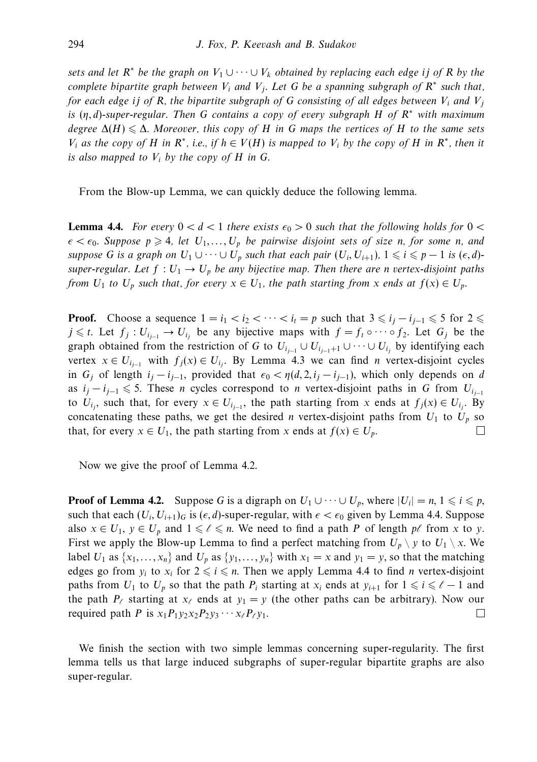*sets and let $R^*$ be the graph on $V_1 \cup \cdots \cup V_k$ obtained by replacing each edge $ij$ of $R$ by the complete bipartite graph between $V_i$ and $V_j$. Let $G$ be a spanning subgraph of $R^*$ such that, for each edge $ij$ of $R$, the bipartite subgraph of $G$ consisting of all edges between $V_i$ and $V_j$ is $(\eta, d)$-super-regular. Then $G$ contains a copy of every subgraph $H$ of $R^*$ with maximum degree $\Delta(H) \leqslant \Delta$. Moreover, this copy of $H$ in $G$ maps the vertices of $H$ to the same sets $V_i$ as the copy of $H$ in $R^*$, i.e., if $h \in V(H)$ is mapped to $V_i$ by the copy of $H$ in $R^*$, then it is also mapped to $V_i$ by the copy of $H$ in $G$.*

From the Blow-up Lemma, we can quickly deduce the following lemma.

**Lemma 4.4.** *For every $0 < d < 1$ there exists $\epsilon_0 > 0$ such that the following holds for $0 < \epsilon < \epsilon_0$. Suppose $p \geqslant 4$, let $U_1, \ldots, U_p$ be pairwise disjoint sets of size $n$, for some $n$, and suppose $G$ is a graph on $U_1 \cup \cdots \cup U_p$ such that each pair $(U_i, U_{i+1})$, $1 \leqslant i \leqslant p-1$ is $(\epsilon, d)$-super-regular. Let $f : U_1 \to U_p$ be any bijective map. Then there are $n$ vertex-disjoint paths from $U_1$ to $U_p$ such that, for every $x \in U_1$, the path starting from $x$ ends at $f(x) \in U_p$.*

**Proof.** Choose a sequence $1 = i_1 < i_2 < \cdots < i_t = p$ such that $3 \leqslant i_j - i_{j-1} \leqslant 5$ for $2 \leqslant j \leqslant t$. Let $f_j : U_{i_{j-1}} \to U_{i_j}$ be any bijective maps with $f = f_t \circ \cdots \circ f_2$. Let $G_j$ be the graph obtained from the restriction of $G$ to $U_{i_{j-1}} \cup U_{i_{j-1}+1} \cup \cdots \cup U_{i_j}$ by identifying each vertex $x \in U_{i_{j-1}}$ with $f_j(x) \in U_{i_j}$. By Lemma 4.3 we can find $n$ vertex-disjoint cycles in $G_j$ of length $i_j - i_{j-1}$, provided that $\epsilon_0 < \eta(d, 2, i_j - i_{j-1})$, which only depends on $d$ as $i_j - i_{j-1} \leqslant 5$. These $n$ cycles correspond to $n$ vertex-disjoint paths in $G$ from $U_{i_{j-1}}$ to $U_{i_j}$, such that, for every $x \in U_{i_{j-1}}$, the path starting from $x$ ends at $f_j(x) \in U_{i_j}$. By concatenating these paths, we get the desired $n$ vertex-disjoint paths from $U_1$ to $U_p$ so that, for every $x \in U_1$, the path starting from $x$ ends at $f(x) \in U_p$. □

Now we give the proof of Lemma 4.2.

**Proof of Lemma 4.2.** Suppose $G$ is a digraph on $U_1 \cup \cdots \cup U_p$, where $|U_i| = n$, $1 \leqslant i \leqslant p$, such that each $(U_i, U_{i+1})_G$ is $(\epsilon, d)$-super-regular, with $\epsilon < \epsilon_0$ given by Lemma 4.4. Suppose also $x \in U_1$, $y \in U_p$ and $1 \leqslant \ell \leqslant n$. We need to find a path $P$ of length $p\ell$ from $x$ to $y$. First we apply the Blow-up Lemma to find a perfect matching from $U_p \setminus y$ to $U_1 \setminus x$. We label $U_1$ as $\{x_1, \ldots, x_n\}$ and $U_p$ as $\{y_1, \ldots, y_n\}$ with $x_1 = x$ and $y_1 = y$, so that the matching edges go from $y_i$ to $x_i$ for $2 \leqslant i \leqslant n$. Then we apply Lemma 4.4 to find $n$ vertex-disjoint paths from $U_1$ to $U_p$ so that the path $P_i$ starting at $x_i$ ends at $y_{i+1}$ for $1 \leqslant i \leqslant \ell - 1$ and the path $P_\ell$ starting at $x_\ell$ ends at $y_1 = y$ (the other paths can be arbitrary). Now our required path $P$ is $x_1 P_1 y_2 x_2 P_2 y_3 \cdots x_\ell P_\ell y_1$. □

We finish the section with two simple lemmas concerning super-regularity. The first lemma tells us that large induced subgraphs of super-regular bipartite graphs are also super-regular.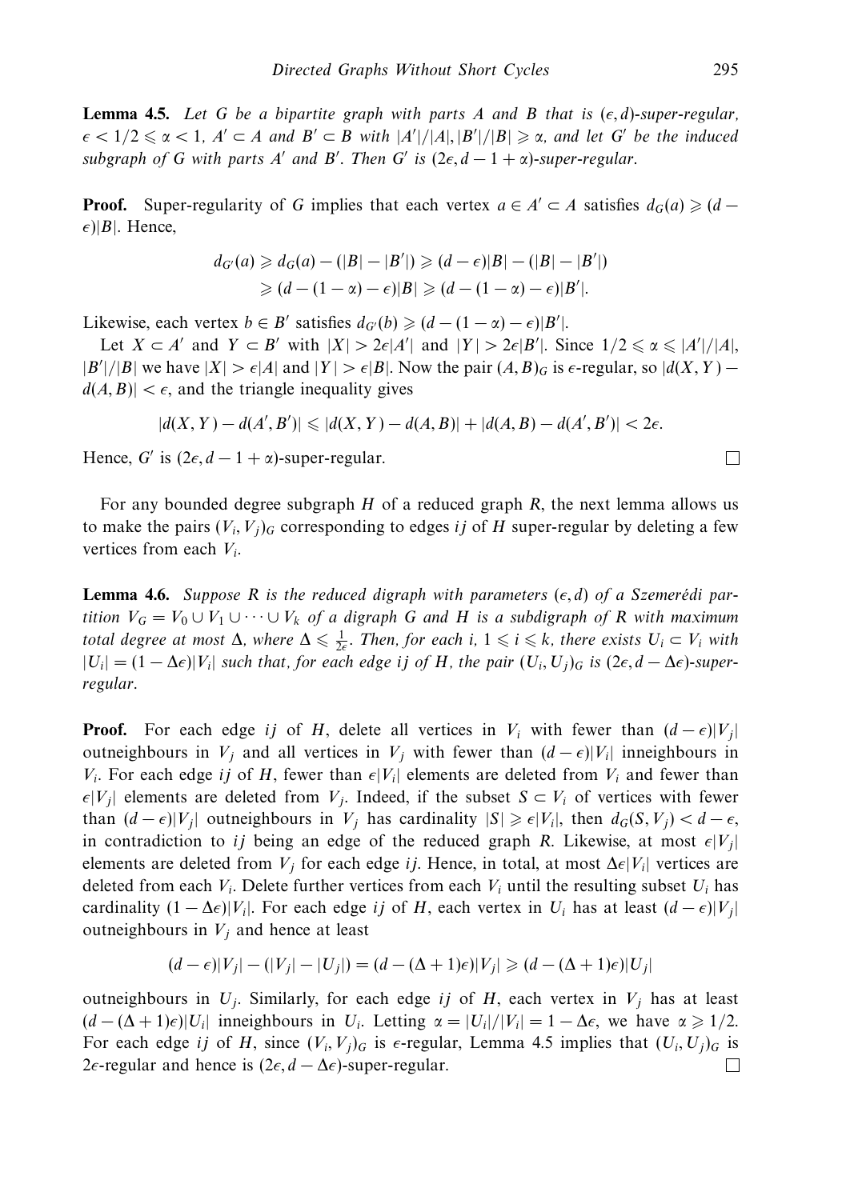**Lemma 4.5.** *Let $G$ be a bipartite graph with parts $A$ and $B$ that is $(\epsilon, d)$-super-regular, $\epsilon < 1/2 \leqslant \alpha < 1$, $A' \subset A$ and $B' \subset B$ with $|A'|/|A|, |B'|/|B| \geqslant \alpha$, and let $G'$ be the induced subgraph of $G$ with parts $A'$ and $B'$. Then $G'$ is $(2\epsilon, d - 1 + \alpha)$-super-regular.*

**Proof.** Super-regularity of $G$ implies that each vertex $a \in A' \subset A$ satisfies $d_G(a) \geqslant (d - \epsilon)|B|$. Hence,

$$
\begin{aligned}
d_{G'}(a) &\geqslant d_G(a) - (|B| - |B'|) \geqslant (d - \epsilon)|B| - (|B| - |B'|) \\
&\geqslant (d - (1 - \alpha) - \epsilon)|B| \geqslant (d - (1 - \alpha) - \epsilon)|B'|.
\end{aligned}
$$

Likewise, each vertex $b \in B'$ satisfies $d_{G'}(b) \geqslant (d - (1 - \alpha) - \epsilon)|B'|$.

Let $X \subset A'$ and $Y \subset B'$ with $|X| > 2\epsilon|A'|$ and $|Y| > 2\epsilon|B'|$. Since $1/2 \leqslant \alpha \leqslant |A'|/|A|$, $|B'|/|B|$ we have $|X| > \epsilon|A|$ and $|Y| > \epsilon|B|$. Now the pair $(A, B)_G$ is $\epsilon$-regular, so $|d(X, Y) - d(A, B)| < \epsilon$, and the triangle inequality gives

$$
|d(X, Y) - d(A', B')| \leqslant |d(X, Y) - d(A, B)| + |d(A, B) - d(A', B')| < 2\epsilon.
$$

Hence, $G'$ is $(2\epsilon, d - 1 + \alpha)$-super-regular. □

For any bounded degree subgraph $H$ of a reduced graph $R$, the next lemma allows us to make the pairs $(V_i, V_j)_G$ corresponding to edges $ij$ of $H$ super-regular by deleting a few vertices from each $V_i$.

**Lemma 4.6.** *Suppose $R$ is the reduced digraph with parameters $(\epsilon, d)$ of a Szemerédi partition $V_G = V_0 \cup V_1 \cup \cdots \cup V_k$ of a digraph $G$ and $H$ is a subdigraph of $R$ with maximum total degree at most $\Delta$, where $\Delta \leqslant \frac{1}{2\epsilon}$. Then, for each $i$, $1 \leqslant i \leqslant k$, there exists $U_i \subset V_i$ with $|U_i| = (1 - \Delta\epsilon)|V_i|$ such that, for each edge $ij$ of $H$, the pair $(U_i, U_j)_G$ is $(2\epsilon, d - \Delta\epsilon)$-super-regular.*

**Proof.** For each edge $ij$ of $H$, delete all vertices in $V_i$ with fewer than $(d - \epsilon)|V_j|$ outneighbours in $V_j$ and all vertices in $V_j$ with fewer than $(d - \epsilon)|V_i|$ inneighbours in $V_i$. For each edge $ij$ of $H$, fewer than $\epsilon|V_i|$ elements are deleted from $V_i$ and fewer than $\epsilon|V_j|$ elements are deleted from $V_j$. Indeed, if the subset $S \subset V_i$ of vertices with fewer than $(d - \epsilon)|V_j|$ outneighbours in $V_j$ has cardinality $|S| \geqslant \epsilon|V_i|$, then $d_G(S, V_j) < d - \epsilon$, in contradiction to $ij$ being an edge of the reduced graph $R$. Likewise, at most $\epsilon|V_j|$ elements are deleted from $V_j$ for each edge $ij$. Hence, in total, at most $\Delta\epsilon|V_i|$ vertices are deleted from each $V_i$. Delete further vertices from each $V_i$ until the resulting subset $U_i$ has cardinality $(1 - \Delta\epsilon)|V_i|$. For each edge $ij$ of $H$, each vertex in $U_i$ has at least $(d - \epsilon)|V_j|$ outneighbours in $V_j$ and hence at least

$$
(d - \epsilon)|V_j| - (|V_j| - |U_j|) = (d - (\Delta + 1)\epsilon)|V_j| \geqslant (d - (\Delta + 1)\epsilon)|U_j|
$$

outneighbours in $U_j$. Similarly, for each edge $ij$ of $H$, each vertex in $V_j$ has at least $(d - (\Delta + 1)\epsilon)|U_i|$ inneighbours in $U_i$. Letting $\alpha = |U_i|/|V_i| = 1 - \Delta\epsilon$, we have $\alpha \geqslant 1/2$. For each edge $ij$ of $H$, since $(V_i, V_j)_G$ is $\epsilon$-regular, Lemma 4.5 implies that $(U_i, U_j)_G$ is $2\epsilon$-regular and hence is $(2\epsilon, d - \Delta\epsilon)$-super-regular. □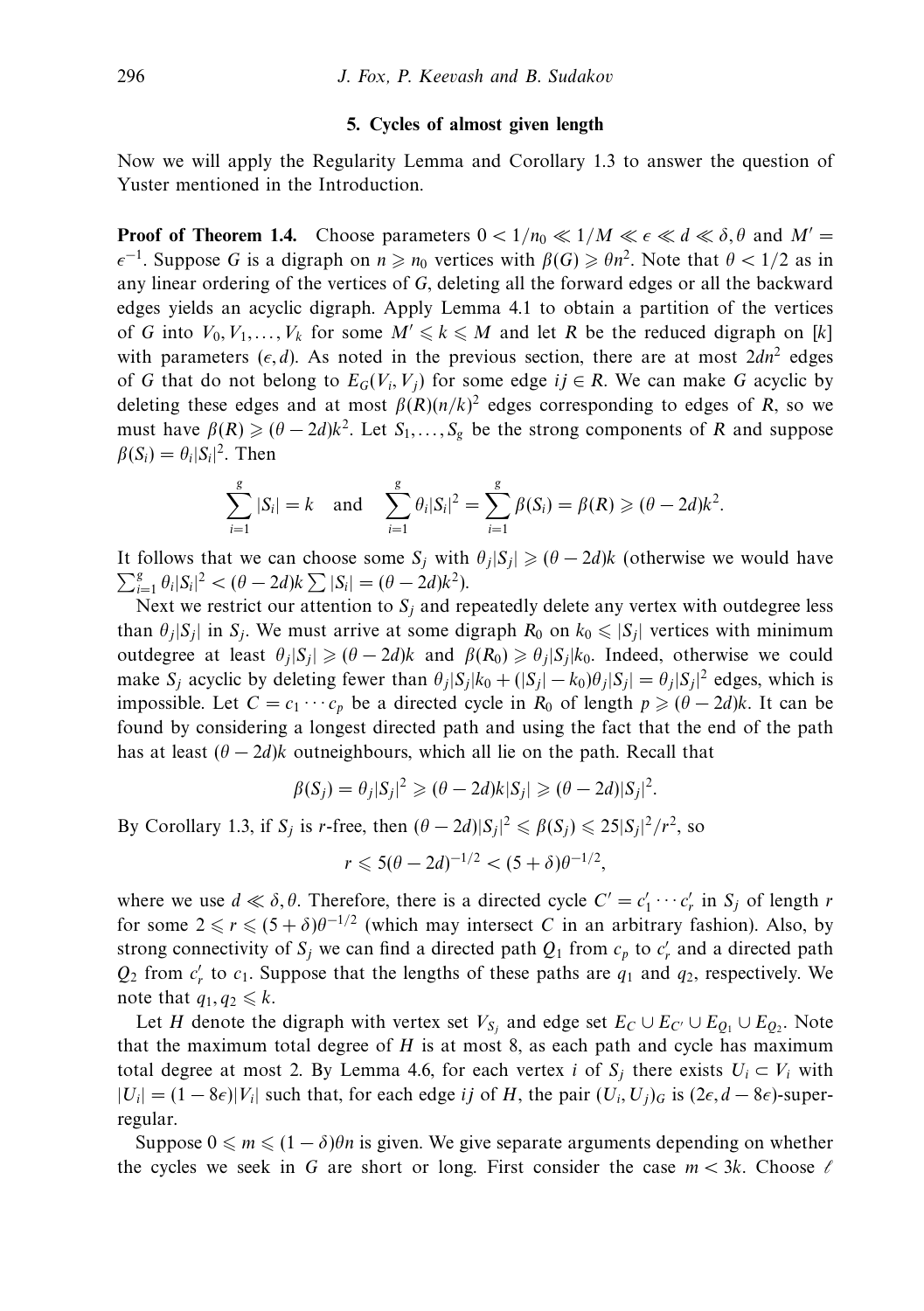## 5. Cycles of almost given length

Now we will apply the Regularity Lemma and Corollary 1.3 to answer the question of Yuster mentioned in the Introduction.

**Proof of Theorem 1.4.** Choose parameters $0 < 1/n_0 \ll 1/M \ll \epsilon \ll d \ll \delta, \theta$ and $M' = \epsilon^{-1}$. Suppose $G$ is a digraph on $n \geqslant n_0$ vertices with $\beta(G) \geqslant \theta n^2$. Note that $\theta < 1/2$ as in any linear ordering of the vertices of $G$, deleting all the forward edges or all the backward edges yields an acyclic digraph. Apply Lemma 4.1 to obtain a partition of the vertices of $G$ into $V_0, V_1, \ldots, V_k$ for some $M' \leqslant k \leqslant M$ and let $R$ be the reduced digraph on $[k]$ with parameters $(\epsilon, d)$. As noted in the previous section, there are at most $2dn^2$ edges of $G$ that do not belong to $E_G(V_i, V_j)$ for some edge $ij \in R$. We can make $G$ acyclic by deleting these edges and at most $\beta(R)(n/k)^2$ edges corresponding to edges of $R$, so we must have $\beta(R) \geqslant (\theta - 2d)k^2$. Let $S_1, \ldots, S_g$ be the strong components of $R$ and suppose $\beta(S_i) = \theta_i |S_i|^2$. Then

$$\sum_{i=1}^{g} |S_i| = k \quad \text{and} \quad \sum_{i=1}^{g} \theta_i |S_i|^2 = \sum_{i=1}^{g} \beta(S_i) = \beta(R) \geqslant (\theta - 2d)k^2.$$

It follows that we can choose some $S_j$ with $\theta_j |S_j| \geqslant (\theta - 2d)k$ (otherwise we would have $\sum_{i=1}^{g} \theta_i |S_i|^2 < (\theta - 2d)k \sum |S_i| = (\theta - 2d)k^2$).

Next we restrict our attention to $S_j$ and repeatedly delete any vertex with outdegree less than $\theta_j |S_j|$ in $S_j$. We must arrive at some digraph $R_0$ on $k_0 \leqslant |S_j|$ vertices with minimum outdegree at least $\theta_j |S_j| \geqslant (\theta - 2d)k$ and $\beta(R_0) \geqslant \theta_j |S_j| k_0$. Indeed, otherwise we could make $S_j$ acyclic by deleting fewer than $\theta_j |S_j| k_0 + (|S_j| - k_0)\theta_j |S_j| = \theta_j |S_j|^2$ edges, which is impossible. Let $C = c_1 \cdots c_p$ be a directed cycle in $R_0$ of length $p \geqslant (\theta - 2d)k$. It can be found by considering a longest directed path and using the fact that the end of the path has at least $(\theta - 2d)k$ outneighbours, which all lie on the path. Recall that

$$\beta(S_j) = \theta_j |S_j|^2 \geqslant (\theta - 2d)k|S_j| \geqslant (\theta - 2d)|S_j|^2.$$

By Corollary 1.3, if $S_j$ is $r$-free, then $(\theta - 2d)|S_j|^2 \leqslant \beta(S_j) \leqslant 25|S_j|^2/r^2$, so

$$r \leqslant 5(\theta - 2d)^{-1/2} < (5 + \delta)\theta^{-1/2},$$

where we use $d \ll \delta, \theta$. Therefore, there is a directed cycle $C' = c'_1 \cdots c'_r$ in $S_j$ of length $r$ for some $2 \leqslant r \leqslant (5 + \delta)\theta^{-1/2}$ (which may intersect $C$ in an arbitrary fashion). Also, by strong connectivity of $S_j$ we can find a directed path $Q_1$ from $c_p$ to $c'_r$ and a directed path $Q_2$ from $c'_r$ to $c_1$. Suppose that the lengths of these paths are $q_1$ and $q_2$, respectively. We note that $q_1, q_2 \leqslant k$.

Let $H$ denote the digraph with vertex set $V_{S_j}$ and edge set $E_C \cup E_{C'} \cup E_{Q_1} \cup E_{Q_2}$. Note that the maximum total degree of $H$ is at most 8, as each path and cycle has maximum total degree at most 2. By Lemma 4.6, for each vertex $i$ of $S_j$ there exists $U_i \subset V_i$ with $|U_i| = (1 - 8\epsilon)|V_i|$ such that, for each edge $ij$ of $H$, the pair $(U_i, U_j)_G$ is $(2\epsilon, d - 8\epsilon)$-super-regular.

Suppose $0 \leqslant m \leqslant (1 - \delta)\theta n$ is given. We give separate arguments depending on whether the cycles we seek in $G$ are short or long. First consider the case $m < 3k$. Choose $\ell$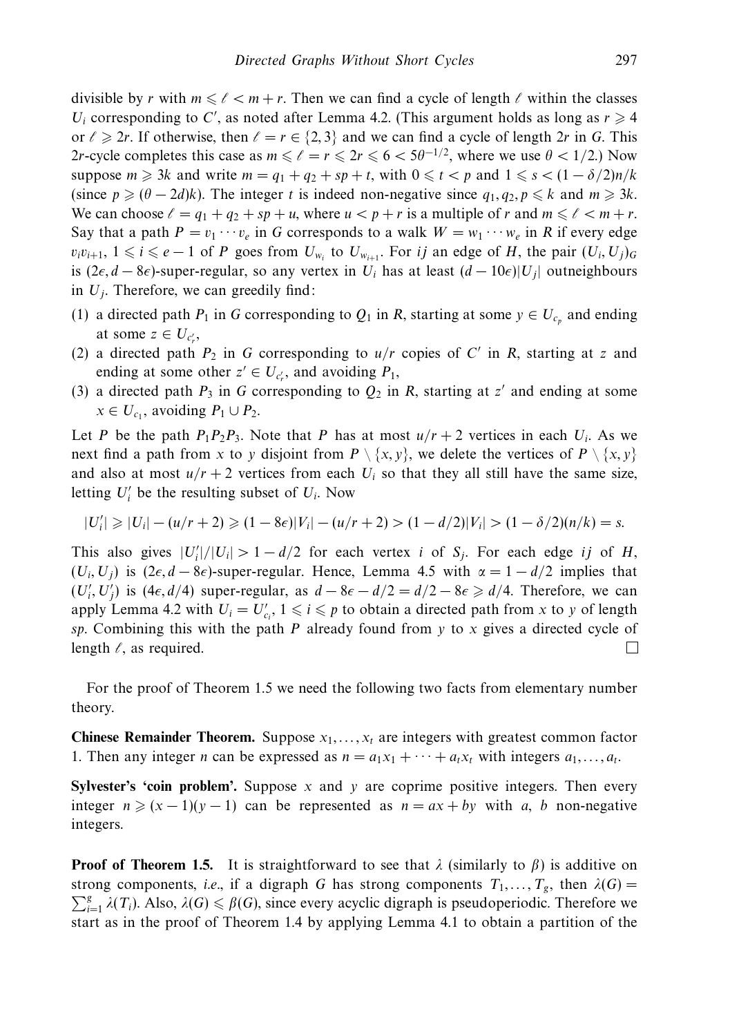divisible by $r$ with $m \leqslant \ell < m + r$. Then we can find a cycle of length $\ell$ within the classes $U_i$ corresponding to $C'$, as noted after Lemma 4.2. (This argument holds as long as $r \geqslant 4$ or $\ell \geqslant 2r$. If otherwise, then $\ell = r \in \{2, 3\}$ and we can find a cycle of length $2r$ in $G$. This $2r$-cycle completes this case as $m \leqslant \ell = r \leqslant 2r \leqslant 6 < 5\theta^{-1/2}$, where we use $\theta < 1/2$.) Now suppose $m \geqslant 3k$ and write $m = q_1 + q_2 + sp + t$, with $0 \leqslant t < p$ and $1 \leqslant s < (1 - \delta/2)n/k$ (since $p \geqslant (\theta - 2d)k$). The integer $t$ is indeed non-negative since $q_1, q_2, p \leqslant k$ and $m \geqslant 3k$. We can choose $\ell = q_1 + q_2 + sp + u$, where $u < p + r$ is a multiple of $r$ and $m \leqslant \ell < m + r$. Say that a path $P = v_1 \cdots v_e$ in $G$ corresponds to a walk $W = w_1 \cdots w_e$ in $R$ if every edge $v_i v_{i+1}$, $1 \leqslant i \leqslant e - 1$ of $P$ goes from $U_{w_i}$ to $U_{w_{i+1}}$. For $ij$ an edge of $H$, the pair $(U_i, U_j)_G$ is $(2\epsilon, d - 8\epsilon)$-super-regular, so any vertex in $U_i$ has at least $(d - 10\epsilon)|U_j|$ outneighbours in $U_j$. Therefore, we can greedily find:

(1) a directed path $P_1$ in $G$ corresponding to $Q_1$ in $R$, starting at some $y \in U_{c_p}$ and ending at some $z \in U_{c'_r}$,

(2) a directed path $P_2$ in $G$ corresponding to $u/r$ copies of $C'$ in $R$, starting at $z$ and ending at some other $z' \in U_{c'_r}$, and avoiding $P_1$,

(3) a directed path $P_3$ in $G$ corresponding to $Q_2$ in $R$, starting at $z'$ and ending at some $x \in U_{c_1}$, avoiding $P_1 \cup P_2$.

Let $P$ be the path $P_1 P_2 P_3$. Note that $P$ has at most $u/r + 2$ vertices in each $U_i$. As we next find a path from $x$ to $y$ disjoint from $P \setminus \{x, y\}$, we delete the vertices of $P \setminus \{x, y\}$ and also at most $u/r + 2$ vertices from each $U_i$ so that they all still have the same size, letting $U'_i$ be the resulting subset of $U_i$. Now

$$|U'_i| \geqslant |U_i| - (u/r + 2) \geqslant (1 - 8\epsilon)|V_i| - (u/r + 2) > (1 - d/2)|V_i| > (1 - \delta/2)(n/k) = s.$$

This also gives $|U'_i|/|U_i| > 1 - d/2$ for each vertex $i$ of $S_j$. For each edge $ij$ of $H$, $(U_i, U_j)$ is $(2\epsilon, d - 8\epsilon)$-super-regular. Hence, Lemma 4.5 with $\alpha = 1 - d/2$ implies that $(U'_i, U'_j)$ is $(4\epsilon, d/4)$ super-regular, as $d - 8\epsilon - d/2 = d/2 - 8\epsilon \geqslant d/4$. Therefore, we can apply Lemma 4.2 with $U_i = U'_{c_i}$, $1 \leqslant i \leqslant p$ to obtain a directed path from $x$ to $y$ of length $sp$. Combining this with the path $P$ already found from $y$ to $x$ gives a directed cycle of length $\ell$, as required. □

For the proof of Theorem 1.5 we need the following two facts from elementary number theory.

**Chinese Remainder Theorem.** Suppose $x_1, \ldots, x_t$ are integers with greatest common factor 1. Then any integer $n$ can be expressed as $n = a_1 x_1 + \cdots + a_t x_t$ with integers $a_1, \ldots, a_t$.

**Sylvester's 'coin problem'.** Suppose $x$ and $y$ are coprime positive integers. Then every integer $n \geqslant (x - 1)(y - 1)$ can be represented as $n = ax + by$ with $a$, $b$ non-negative integers.

**Proof of Theorem 1.5.** It is straightforward to see that $\lambda$ (similarly to $\beta$) is additive on strong components, *i.e.*, if a digraph $G$ has strong components $T_1, \ldots, T_g$, then $\lambda(G) = \sum_{i=1}^{g} \lambda(T_i)$. Also, $\lambda(G) \leqslant \beta(G)$, since every acyclic digraph is pseudoperiodic. Therefore we start as in the proof of Theorem 1.4 by applying Lemma 4.1 to obtain a partition of the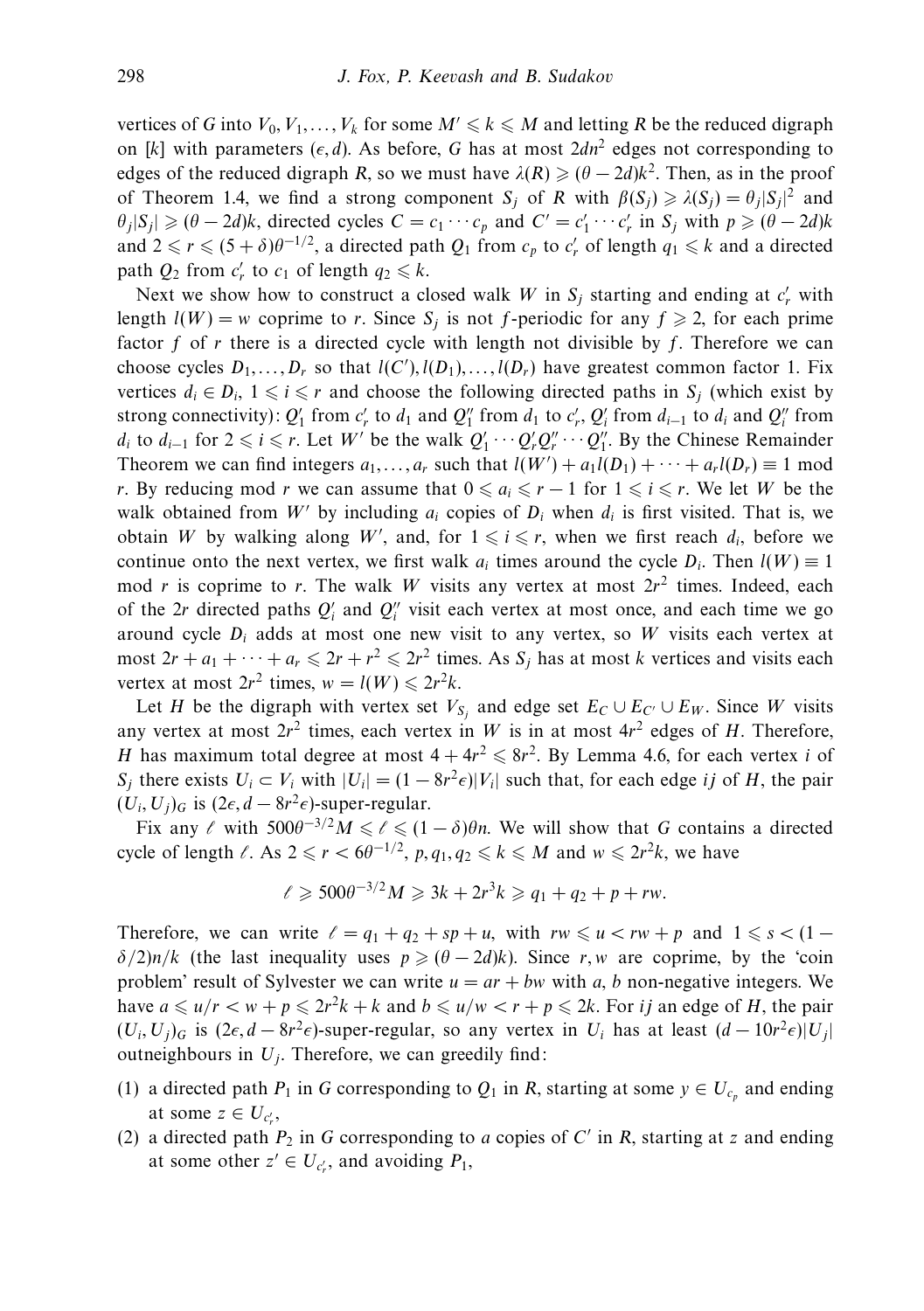vertices of $G$ into $V_0, V_1, \ldots, V_k$ for some $M' \leqslant k \leqslant M$ and letting $R$ be the reduced digraph on $[k]$ with parameters $(\epsilon, d)$. As before, $G$ has at most $2dn^2$ edges not corresponding to edges of the reduced digraph $R$, so we must have $\lambda(R) \geqslant (\theta - 2d)k^2$. Then, as in the proof of Theorem 1.4, we find a strong component $S_j$ of $R$ with $\beta(S_j) \geqslant \lambda(S_j) = \theta_j |S_j|^2$ and $\theta_j |S_j| \geqslant (\theta - 2d)k$, directed cycles $C = c_1 \cdots c_p$ and $C' = c'_1 \cdots c'_r$ in $S_j$ with $p \geqslant (\theta - 2d)k$ and $2 \leqslant r \leqslant (5 + \delta)\theta^{-1/2}$, a directed path $Q_1$ from $c_p$ to $c'_r$ of length $q_1 \leqslant k$ and a directed path $Q_2$ from $c'_r$ to $c_1$ of length $q_2 \leqslant k$.

Next we show how to construct a closed walk $W$ in $S_j$ starting and ending at $c'_r$ with length $l(W) = w$ coprime to $r$. Since $S_j$ is not $f$-periodic for any $f \geqslant 2$, for each prime factor $f$ of $r$ there is a directed cycle with length not divisible by $f$. Therefore we can choose cycles $D_1, \ldots, D_r$ so that $l(C'), l(D_1), \ldots, l(D_r)$ have greatest common factor 1. Fix vertices $d_i \in D_i$, $1 \leqslant i \leqslant r$ and choose the following directed paths in $S_j$ (which exist by strong connectivity): $Q'_1$ from $c'_r$ to $d_1$ and $Q''_1$ from $d_1$ to $c'_r$, $Q'_i$ from $d_{i-1}$ to $d_i$ and $Q''_i$ from $d_i$ to $d_{i-1}$ for $2 \leqslant i \leqslant r$. Let $W'$ be the walk $Q'_1 \cdots Q'_r Q''_r \cdots Q''_1$. By the Chinese Remainder Theorem we can find integers $a_1, \ldots, a_r$ such that $l(W') + a_1 l(D_1) + \cdots + a_r l(D_r) \equiv 1 \bmod r$. By reducing mod $r$ we can assume that $0 \leqslant a_i \leqslant r - 1$ for $1 \leqslant i \leqslant r$. We let $W$ be the walk obtained from $W'$ by including $a_i$ copies of $D_i$ when $d_i$ is first visited. That is, we obtain $W$ by walking along $W'$, and, for $1 \leqslant i \leqslant r$, when we first reach $d_i$, before we continue onto the next vertex, we first walk $a_i$ times around the cycle $D_i$. Then $l(W) \equiv 1 \bmod r$ is coprime to $r$. The walk $W$ visits any vertex at most $2r^2$ times. Indeed, each of the $2r$ directed paths $Q'_i$ and $Q''_i$ visit each vertex at most once, and each time we go around cycle $D_i$ adds at most one new visit to any vertex, so $W$ visits each vertex at most $2r + a_1 + \cdots + a_r \leqslant 2r + r^2 \leqslant 2r^2$ times. As $S_j$ has at most $k$ vertices and visits each vertex at most $2r^2$ times, $w = l(W) \leqslant 2r^2 k$.

Let $H$ be the digraph with vertex set $V_{S_j}$ and edge set $E_C \cup E_{C'} \cup E_W$. Since $W$ visits any vertex at most $2r^2$ times, each vertex in $W$ is in at most $4r^2$ edges of $H$. Therefore, $H$ has maximum total degree at most $4 + 4r^2 \leqslant 8r^2$. By Lemma 4.6, for each vertex $i$ of $S_j$ there exists $U_i \subset V_i$ with $|U_i| = (1 - 8r^2\epsilon)|V_i|$ such that, for each edge $ij$ of $H$, the pair $(U_i, U_j)_G$ is $(2\epsilon, d - 8r^2\epsilon)$-super-regular.

Fix any $\ell$ with $500\theta^{-3/2}M \leqslant \ell \leqslant (1 - \delta)\theta n$. We will show that $G$ contains a directed cycle of length $\ell$. As $2 \leqslant r < 6\theta^{-1/2}$, $p, q_1, q_2 \leqslant k \leqslant M$ and $w \leqslant 2r^2 k$, we have

$$\ell \geqslant 500\theta^{-3/2}M \geqslant 3k + 2r^3 k \geqslant q_1 + q_2 + p + rw.$$

Therefore, we can write $\ell = q_1 + q_2 + sp + u$, with $rw \leqslant u < rw + p$ and $1 \leqslant s < (1 - \delta/2)n/k$ (the last inequality uses $p \geqslant (\theta - 2d)k$). Since $r, w$ are coprime, by the 'coin problem' result of Sylvester we can write $u = ar + bw$ with $a, b$ non-negative integers. We have $a \leqslant u/r < w + p \leqslant 2r^2 k + k$ and $b \leqslant u/w < r + p \leqslant 2k$. For $ij$ an edge of $H$, the pair $(U_i, U_j)_G$ is $(2\epsilon, d - 8r^2\epsilon)$-super-regular, so any vertex in $U_i$ has at least $(d - 10r^2\epsilon)|U_j|$ outneighbours in $U_j$. Therefore, we can greedily find:

(1) a directed path $P_1$ in $G$ corresponding to $Q_1$ in $R$, starting at some $y \in U_{c_p}$ and ending at some $z \in U_{c'_r}$,

(2) a directed path $P_2$ in $G$ corresponding to $a$ copies of $C'$ in $R$, starting at $z$ and ending at some other $z' \in U_{c'_r}$, and avoiding $P_1$,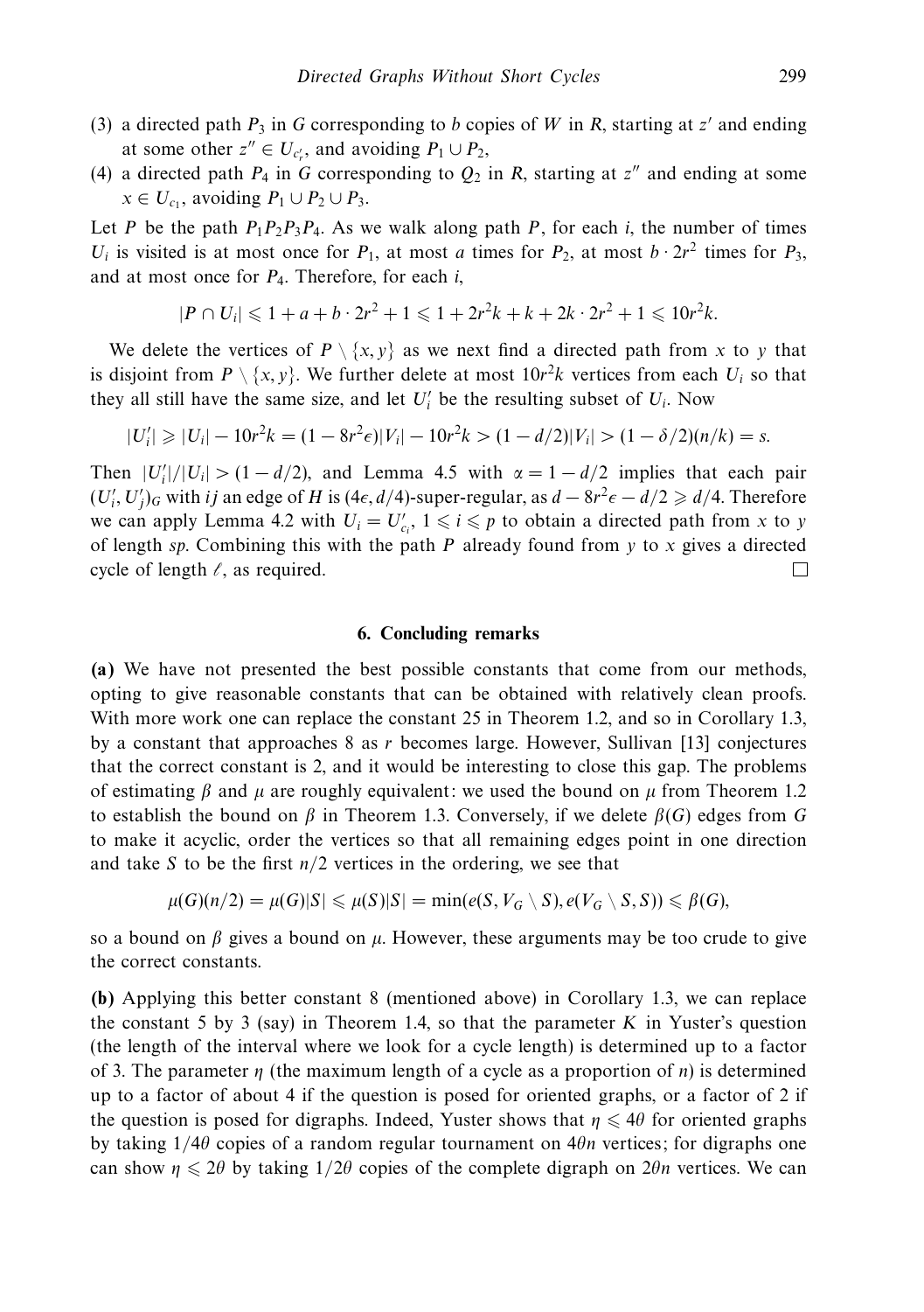(3) a directed path $P_3$ in $G$ corresponding to $b$ copies of $W$ in $R$, starting at $z'$ and ending at some other $z'' \in U_{c'_r}$, and avoiding $P_1 \cup P_2$,

(4) a directed path $P_4$ in $G$ corresponding to $Q_2$ in $R$, starting at $z''$ and ending at some $x \in U_{c_1}$, avoiding $P_1 \cup P_2 \cup P_3$.

Let $P$ be the path $P_1P_2P_3P_4$. As we walk along path $P$, for each $i$, the number of times $U_i$ is visited is at most once for $P_1$, at most $a$ times for $P_2$, at most $b \cdot 2r^2$ times for $P_3$, and at most once for $P_4$. Therefore, for each $i$,

$$|P \cap U_i| \leqslant 1 + a + b \cdot 2r^2 + 1 \leqslant 1 + 2r^2k + k + 2k \cdot 2r^2 + 1 \leqslant 10r^2k.$$

We delete the vertices of $P \setminus \{x, y\}$ as we next find a directed path from $x$ to $y$ that is disjoint from $P \setminus \{x, y\}$. We further delete at most $10r^2k$ vertices from each $U_i$ so that they all still have the same size, and let $U'_i$ be the resulting subset of $U_i$. Now

$$|U'_i| \geqslant |U_i| - 10r^2k = (1 - 8r^2\epsilon)|V_i| - 10r^2k > (1 - d/2)|V_i| > (1 - \delta/2)(n/k) = s.$$

Then $|U'_i|/|U_i| > (1 - d/2)$, and Lemma 4.5 with $\alpha = 1 - d/2$ implies that each pair $(U'_i, U'_j)_G$ with $ij$ an edge of $H$ is $(4\epsilon, d/4)$-super-regular, as $d - 8r^2\epsilon - d/2 \geqslant d/4$. Therefore we can apply Lemma 4.2 with $U_i = U'_{c_i}$, $1 \leqslant i \leqslant p$ to obtain a directed path from $x$ to $y$ of length $sp$. Combining this with the path $P$ already found from $y$ to $x$ gives a directed cycle of length $\ell$, as required. □

## 6. Concluding remarks

**(a)** We have not presented the best possible constants that come from our methods, opting to give reasonable constants that can be obtained with relatively clean proofs. With more work one can replace the constant 25 in Theorem 1.2, and so in Corollary 1.3, by a constant that approaches 8 as $r$ becomes large. However, Sullivan [13] conjectures that the correct constant is 2, and it would be interesting to close this gap. The problems of estimating $\beta$ and $\mu$ are roughly equivalent: we used the bound on $\mu$ from Theorem 1.2 to establish the bound on $\beta$ in Theorem 1.3. Conversely, if we delete $\beta(G)$ edges from $G$ to make it acyclic, order the vertices so that all remaining edges point in one direction and take $S$ to be the first $n/2$ vertices in the ordering, we see that

$$\mu(G)(n/2) = \mu(G)|S| \leqslant \mu(S)|S| = \min(e(S, V_G \setminus S), e(V_G \setminus S, S)) \leqslant \beta(G),$$

so a bound on $\beta$ gives a bound on $\mu$. However, these arguments may be too crude to give the correct constants.

**(b)** Applying this better constant 8 (mentioned above) in Corollary 1.3, we can replace the constant 5 by 3 (say) in Theorem 1.4, so that the parameter $K$ in Yuster's question (the length of the interval where we look for a cycle length) is determined up to a factor of 3. The parameter $\eta$ (the maximum length of a cycle as a proportion of $n$) is determined up to a factor of about 4 if the question is posed for oriented graphs, or a factor of 2 if the question is posed for digraphs. Indeed, Yuster shows that $\eta \leqslant 4\theta$ for oriented graphs by taking $1/4\theta$ copies of a random regular tournament on $4\theta n$ vertices; for digraphs one can show $\eta \leqslant 2\theta$ by taking $1/2\theta$ copies of the complete digraph on $2\theta n$ vertices. We can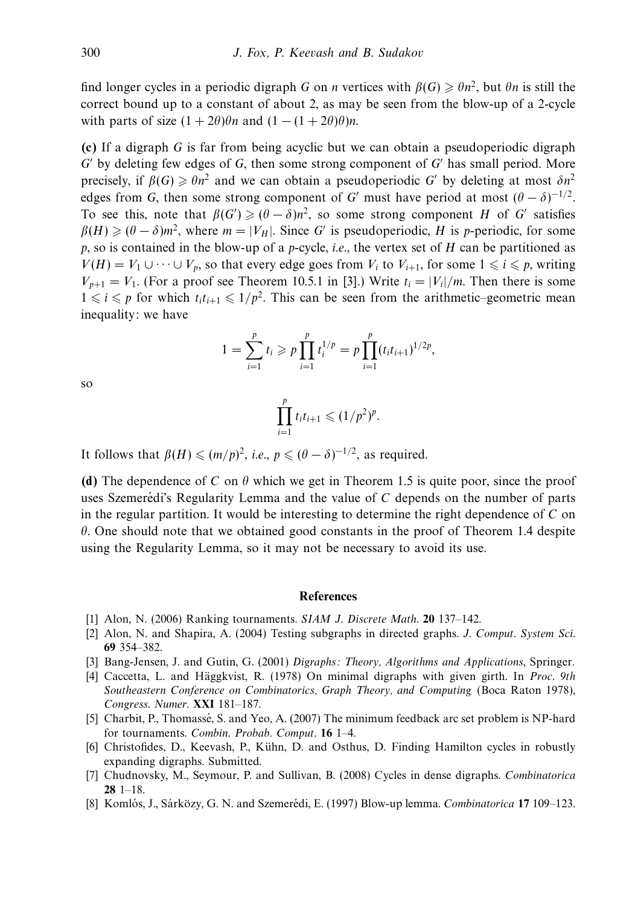find longer cycles in a periodic digraph $G$ on $n$ vertices with $\beta(G) \geqslant \theta n^2$, but $\theta n$ is still the correct bound up to a constant of about 2, as may be seen from the blow-up of a 2-cycle with parts of size $(1+2\theta)\theta n$ and $(1-(1+2\theta)\theta)n$.

**(c)** If a digraph $G$ is far from being acyclic but we can obtain a pseudoperiodic digraph $G'$ by deleting few edges of $G$, then some strong component of $G'$ has small period. More precisely, if $\beta(G) \geqslant \theta n^2$ and we can obtain a pseudoperiodic $G'$ by deleting at most $\delta n^2$ edges from $G$, then some strong component of $G'$ must have period at most $(\theta - \delta)^{-1/2}$. To see this, note that $\beta(G') \geqslant (\theta - \delta)n^2$, so some strong component $H$ of $G'$ satisfies $\beta(H) \geqslant (\theta - \delta)m^2$, where $m = |V_H|$. Since $G'$ is pseudoperiodic, $H$ is $p$-periodic, for some $p$, so is contained in the blow-up of a $p$-cycle, *i.e.*, the vertex set of $H$ can be partitioned as $V(H) = V_1 \cup \cdots \cup V_p$, so that every edge goes from $V_i$ to $V_{i+1}$, for some $1 \leqslant i \leqslant p$, writing $V_{p+1} = V_1$. (For a proof see Theorem 10.5.1 in [3].) Write $t_i = |V_i|/m$. Then there is some $1 \leqslant i \leqslant p$ for which $t_i t_{i+1} \leqslant 1/p^2$. This can be seen from the arithmetic–geometric mean inequality: we have

$$1 = \sum_{i=1}^{p} t_i \geqslant p \prod_{i=1}^{p} t_i^{1/p} = p \prod_{i=1}^{p} (t_i t_{i+1})^{1/2p},$$

so

$$\prod_{i=1}^{p} t_i t_{i+1} \leqslant (1/p^2)^p.$$

It follows that $\beta(H) \leqslant (m/p)^2$, *i.e.*, $p \leqslant (\theta - \delta)^{-1/2}$, as required.

**(d)** The dependence of $C$ on $\theta$ which we get in Theorem 1.5 is quite poor, since the proof uses Szemerédi's Regularity Lemma and the value of $C$ depends on the number of parts in the regular partition. It would be interesting to determine the right dependence of $C$ on $\theta$. One should note that we obtained good constants in the proof of Theorem 1.4 despite using the Regularity Lemma, so it may not be necessary to avoid its use.

## References

[1] Alon, N. (2006) Ranking tournaments. *SIAM J. Discrete Math.* **20** 137–142.

[2] Alon, N. and Shapira, A. (2004) Testing subgraphs in directed graphs. *J. Comput. System Sci.* **69** 354–382.

[3] Bang-Jensen, J. and Gutin, G. (2001) *Digraphs: Theory, Algorithms and Applications*, Springer.

[4] Caccetta, L. and Häggkvist, R. (1978) On minimal digraphs with given girth. In *Proc. 9th Southeastern Conference on Combinatorics, Graph Theory, and Computing* (Boca Raton 1978), *Congress. Numer.* **XXI** 181–187.

[5] Charbit, P., Thomassé, S. and Yeo, A. (2007) The minimum feedback arc set problem is NP-hard for tournaments. *Combin. Probab. Comput.* **16** 1–4.

[6] Christofides, D., Keevash, P., Kühn, D. and Osthus, D. Finding Hamilton cycles in robustly expanding digraphs. Submitted.

[7] Chudnovsky, M., Seymour, P. and Sullivan, B. (2008) Cycles in dense digraphs. *Combinatorica* **28** 1–18.

[8] Komlós, J., Sárközy, G. N. and Szemerédi, E. (1997) Blow-up lemma. *Combinatorica* **17** 109–123.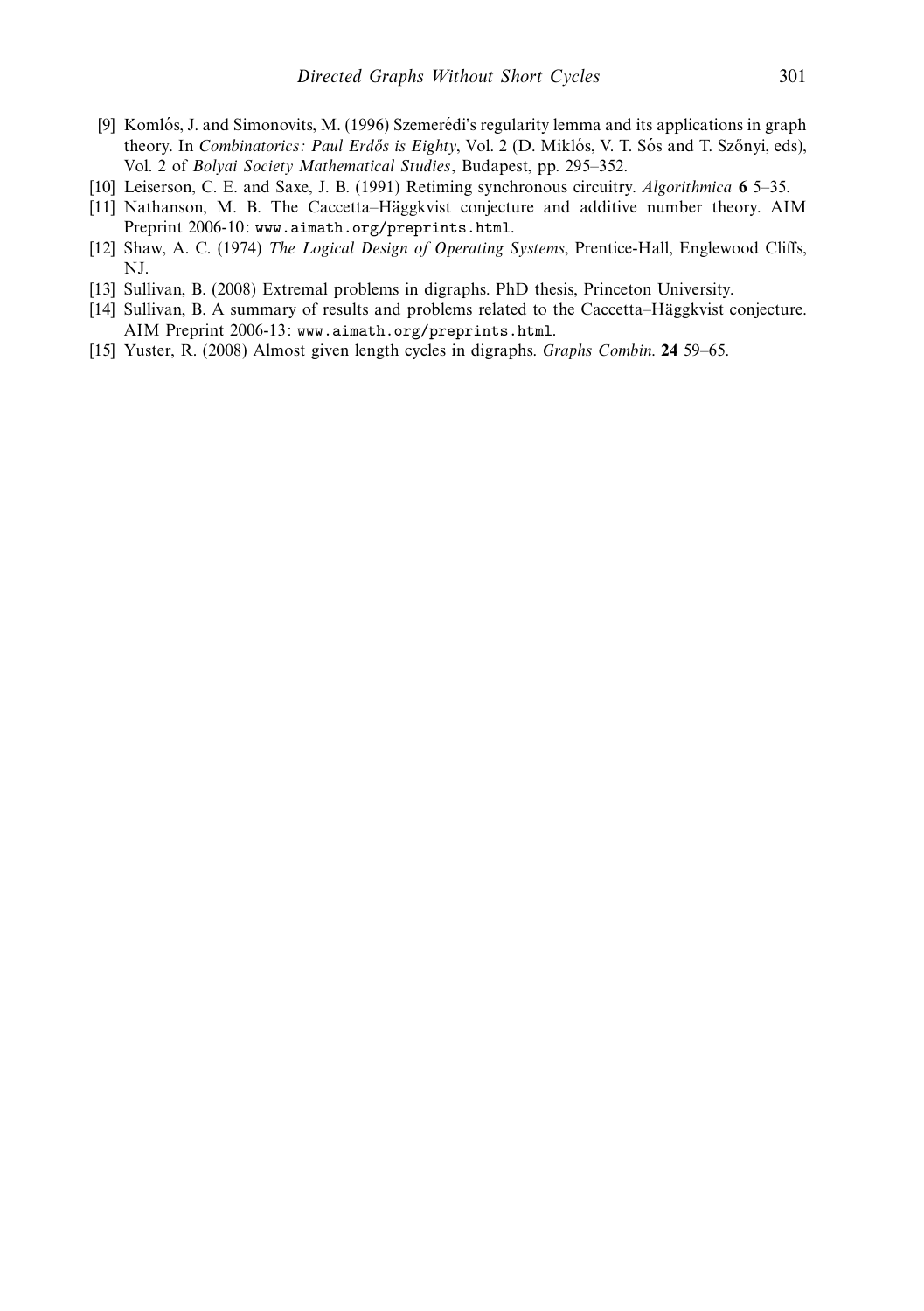[9] Komlós, J. and Simonovits, M. (1996) Szemerédi's regularity lemma and its applications in graph theory. In *Combinatorics: Paul Erdős is Eighty*, Vol. 2 (D. Miklós, V. T. Sós and T. Szőnyi, eds), Vol. 2 of *Bolyai Society Mathematical Studies*, Budapest, pp. 295–352.

[10] Leiserson, C. E. and Saxe, J. B. (1991) Retiming synchronous circuitry. *Algorithmica* **6** 5–35.

[11] Nathanson, M. B. The Caccetta–Häggkvist conjecture and additive number theory. AIM Preprint 2006-10: `www.aimath.org/preprints.html`.

[12] Shaw, A. C. (1974) *The Logical Design of Operating Systems*, Prentice-Hall, Englewood Cliffs, NJ.

[13] Sullivan, B. (2008) Extremal problems in digraphs. PhD thesis, Princeton University.

[14] Sullivan, B. A summary of results and problems related to the Caccetta–Häggkvist conjecture. AIM Preprint 2006-13: `www.aimath.org/preprints.html`.

[15] Yuster, R. (2008) Almost given length cycles in digraphs. *Graphs Combin.* **24** 59–65.